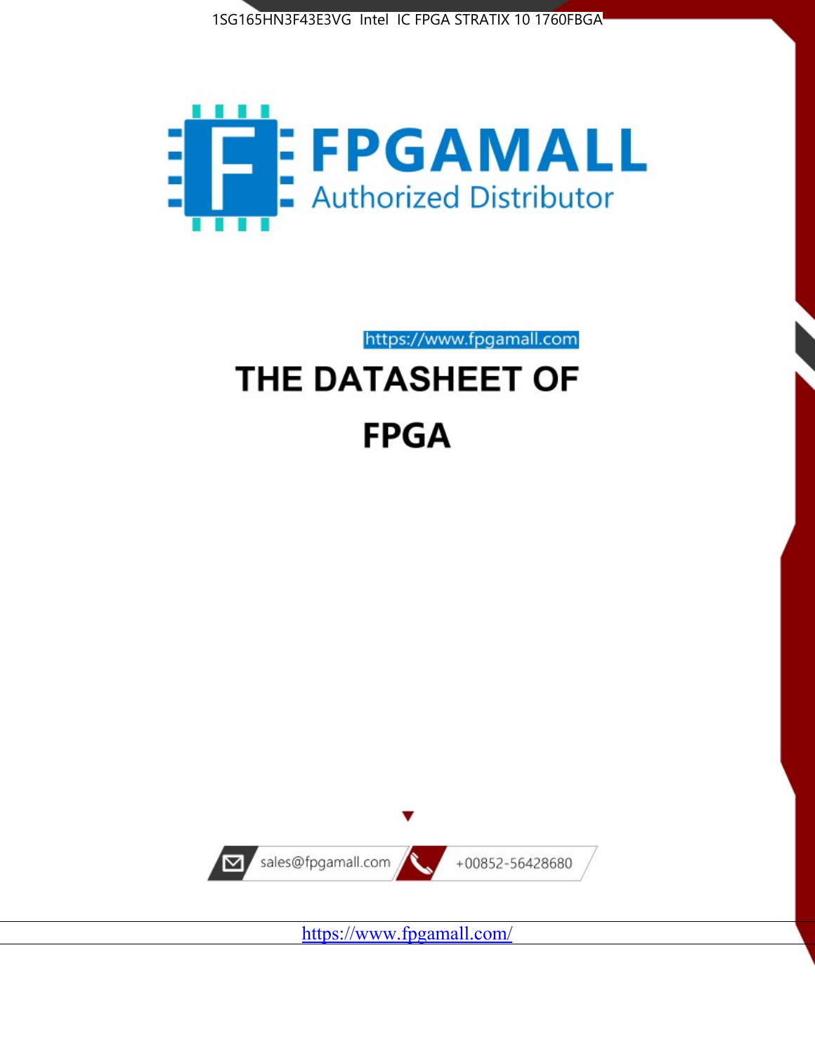1SG165HN3F43E3VG Intel IC FPGA STRATIX 10 1760FBGA

FPGAMALL

Authorized Distributor

https://www.fpgamall.com

# THE DATASHEET OF

# FPGA

sales@fpgamall.com

+00852-56428680

https://www.fpgamall.com/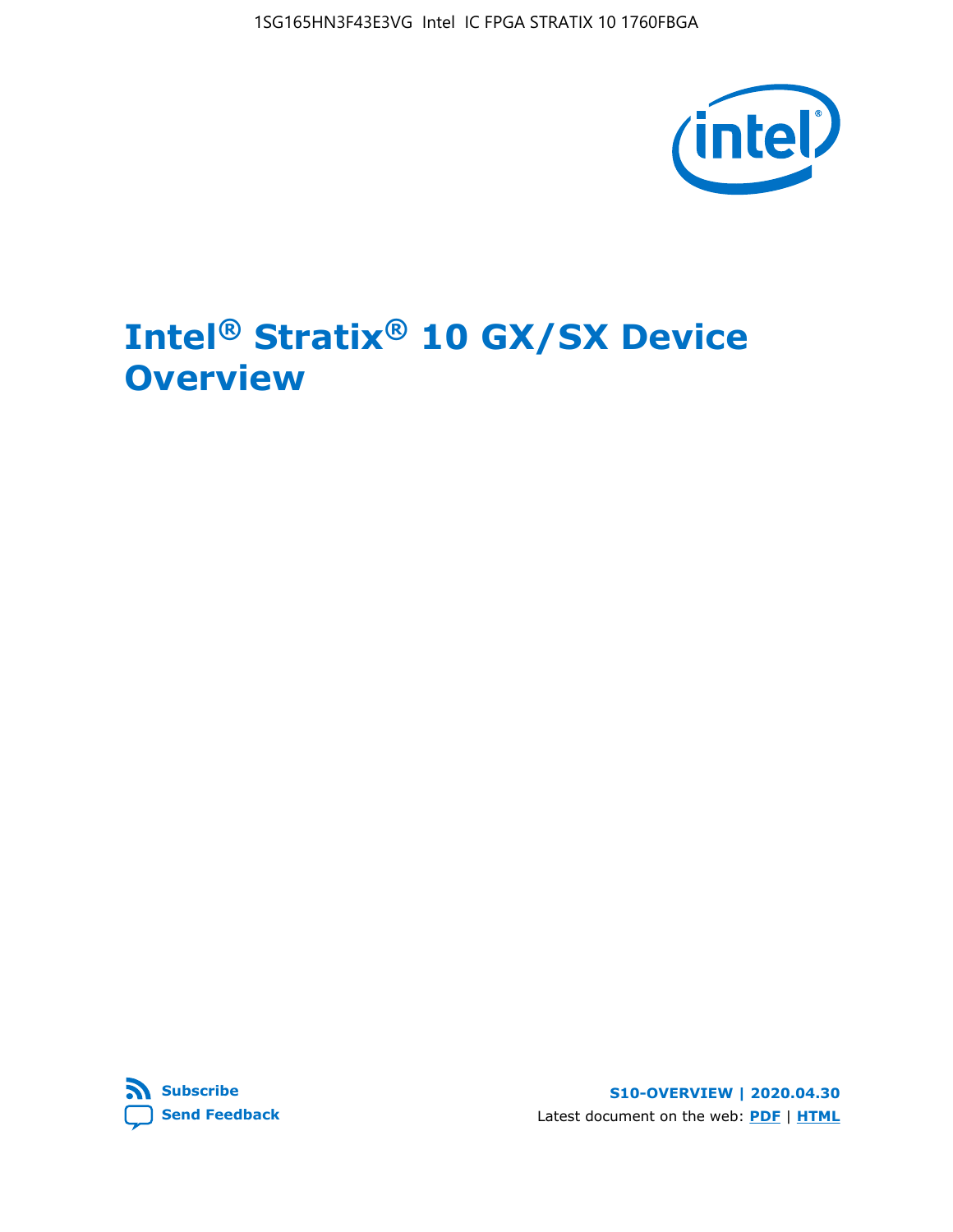# Intel® Stratix® 10 GX/SX Device Overview

Subscribe

Send Feedback

S10-OVERVIEW | 2020.04.30

Latest document on the web: PDF | HTML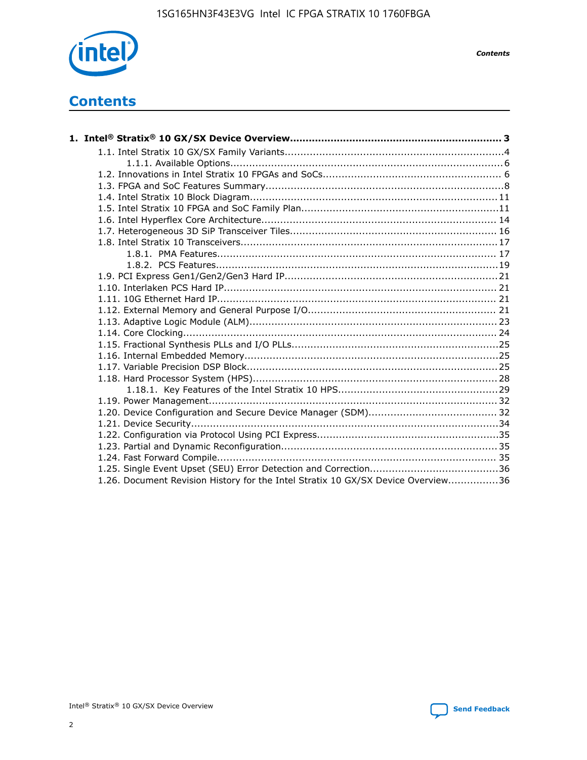# Contents

**1. Intel® Stratix® 10 GX/SX Device Overview...................................................................3**

- 1.1. Intel Stratix 10 GX/SX Family Variants.....................................................................4
  - 1.1.1. Available Options.......................................................................................6
- 1.2. Innovations in Intel Stratix 10 FPGAs and SoCs........................................................ 6
- 1.3. FPGA and SoC Features Summary...........................................................................8
- 1.4. Intel Stratix 10 Block Diagram...............................................................................11
- 1.5. Intel Stratix 10 FPGA and SoC Family Plan...............................................................11
- 1.6. Intel Hyperflex Core Architecture.......................................................................... 14
- 1.7. Heterogeneous 3D SiP Transceiver Tiles................................................................. 16
- 1.8. Intel Stratix 10 Transceivers.................................................................................17
  - 1.8.1. PMA Features......................................................................................... 17
  - 1.8.2. PCS Features..........................................................................................19
- 1.9. PCI Express Gen1/Gen2/Gen3 Hard IP...................................................................21
- 1.10. Interlaken PCS Hard IP...................................................................................... 21
- 1.11. 10G Ethernet Hard IP........................................................................................ 21
- 1.12. External Memory and General Purpose I/O............................................................ 21
- 1.13. Adaptive Logic Module (ALM)...............................................................................23
- 1.14. Core Clocking................................................................................................... 24
- 1.15. Fractional Synthesis PLLs and I/O PLLs.................................................................25
- 1.16. Internal Embedded Memory.................................................................................25
- 1.17. Variable Precision DSP Block................................................................................25
- 1.18. Hard Processor System (HPS)..............................................................................28
  - 1.18.1. Key Features of the Intel Stratix 10 HPS..................................................29
- 1.19. Power Management........................................................................................... 32
- 1.20. Device Configuration and Secure Device Manager (SDM)......................................... 32
- 1.21. Device Security.................................................................................................34
- 1.22. Configuration via Protocol Using PCI Express..........................................................35
- 1.23. Partial and Dynamic Reconfiguration.................................................................... 35
- 1.24. Fast Forward Compile........................................................................................ 35
- 1.25. Single Event Upset (SEU) Error Detection and Correction.........................................36
- 1.26. Document Revision History for the Intel Stratix 10 GX/SX Device Overview................36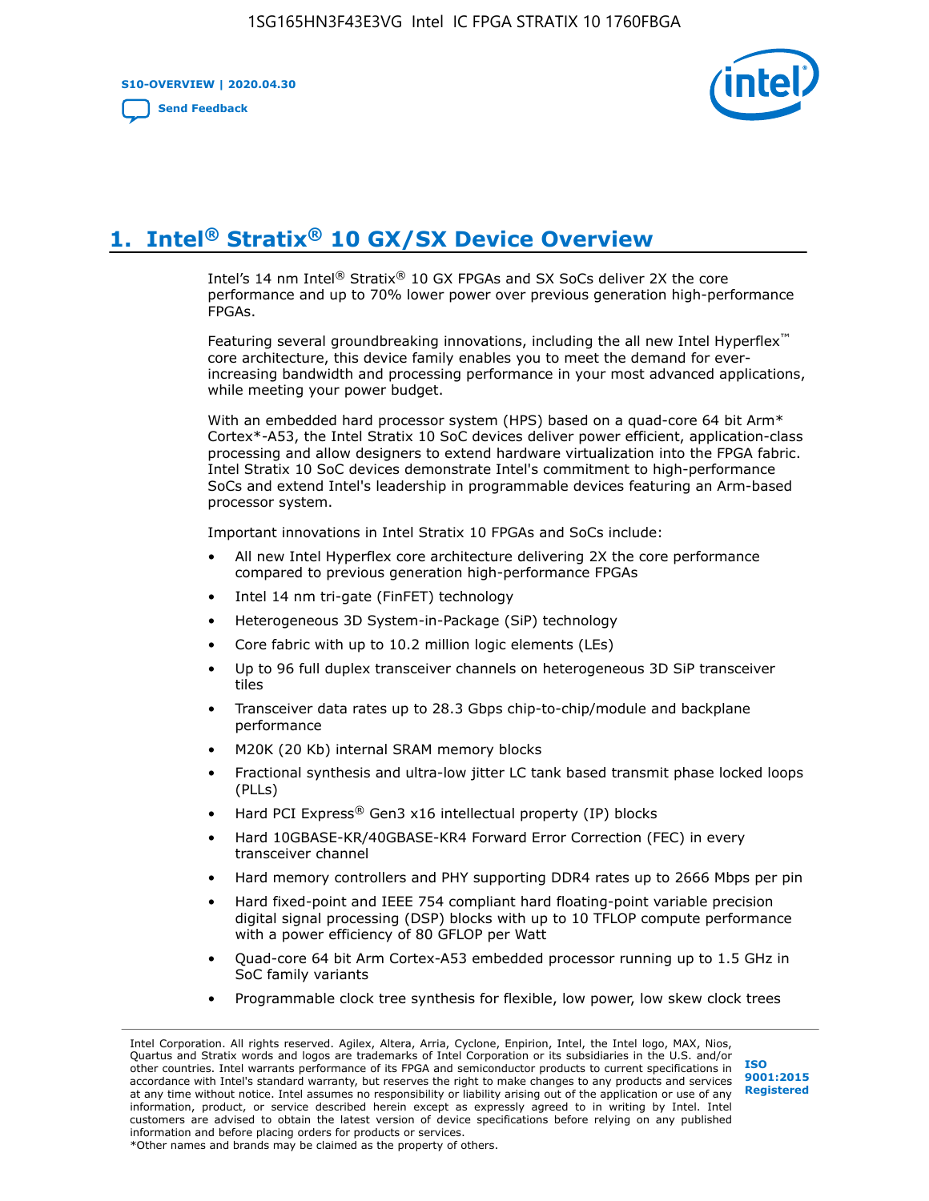# 1. Intel® Stratix® 10 GX/SX Device Overview

Intel's 14 nm Intel® Stratix® 10 GX FPGAs and SX SoCs deliver 2X the core performance and up to 70% lower power over previous generation high-performance FPGAs.

Featuring several groundbreaking innovations, including the all new Intel Hyperflex™ core architecture, this device family enables you to meet the demand for ever-increasing bandwidth and processing performance in your most advanced applications, while meeting your power budget.

With an embedded hard processor system (HPS) based on a quad-core 64 bit Arm* Cortex*-A53, the Intel Stratix 10 SoC devices deliver power efficient, application-class processing and allow designers to extend hardware virtualization into the FPGA fabric. Intel Stratix 10 SoC devices demonstrate Intel's commitment to high-performance SoCs and extend Intel's leadership in programmable devices featuring an Arm-based processor system.

Important innovations in Intel Stratix 10 FPGAs and SoCs include:

- All new Intel Hyperflex core architecture delivering 2X the core performance compared to previous generation high-performance FPGAs
- Intel 14 nm tri-gate (FinFET) technology
- Heterogeneous 3D System-in-Package (SiP) technology
- Core fabric with up to 10.2 million logic elements (LEs)
- Up to 96 full duplex transceiver channels on heterogeneous 3D SiP transceiver tiles
- Transceiver data rates up to 28.3 Gbps chip-to-chip/module and backplane performance
- M20K (20 Kb) internal SRAM memory blocks
- Fractional synthesis and ultra-low jitter LC tank based transmit phase locked loops (PLLs)
- Hard PCI Express® Gen3 x16 intellectual property (IP) blocks
- Hard 10GBASE-KR/40GBASE-KR4 Forward Error Correction (FEC) in every transceiver channel
- Hard memory controllers and PHY supporting DDR4 rates up to 2666 Mbps per pin
- Hard fixed-point and IEEE 754 compliant hard floating-point variable precision digital signal processing (DSP) blocks with up to 10 TFLOP compute performance with a power efficiency of 80 GFLOP per Watt
- Quad-core 64 bit Arm Cortex-A53 embedded processor running up to 1.5 GHz in SoC family variants
- Programmable clock tree synthesis for flexible, low power, low skew clock trees

Intel Corporation. All rights reserved. Agilex, Altera, Arria, Cyclone, Enpirion, Intel, the Intel logo, MAX, Nios, Quartus and Stratix words and logos are trademarks of Intel Corporation or its subsidiaries in the U.S. and/or other countries. Intel warrants performance of its FPGA and semiconductor products to current specifications in accordance with Intel's standard warranty, but reserves the right to make changes to any products and services at any time without notice. Intel assumes no responsibility or liability arising out of the application or use of any information, product, or service described herein except as expressly agreed to in writing by Intel. Intel customers are advised to obtain the latest version of device specifications before relying on any published information and before placing orders for products or services.
*Other names and brands may be claimed as the property of others.

ISO 9001:2015 Registered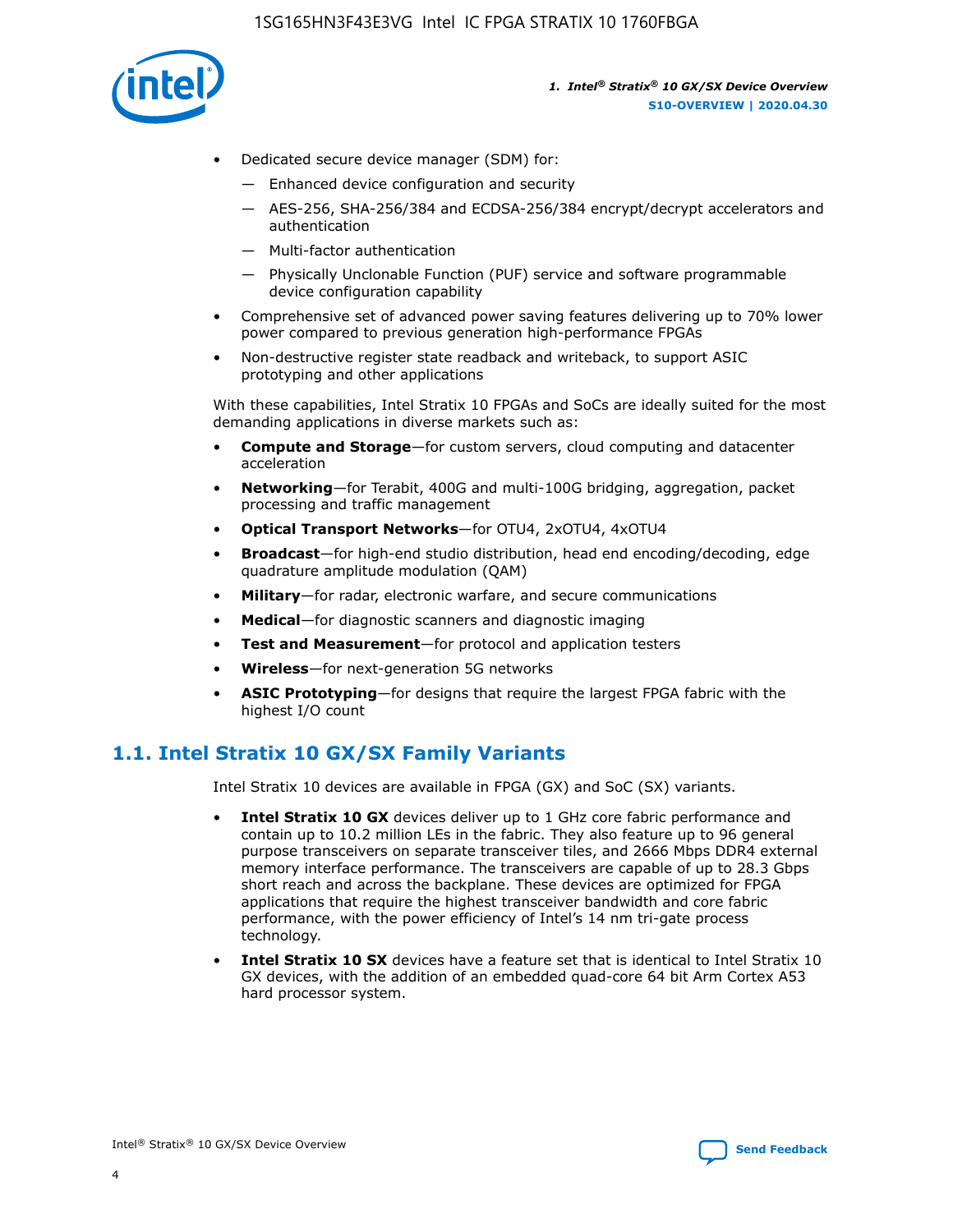- Dedicated secure device manager (SDM) for:
  - — Enhanced device configuration and security
  - — AES-256, SHA-256/384 and ECDSA-256/384 encrypt/decrypt accelerators and authentication
  - — Multi-factor authentication
  - — Physically Unclonable Function (PUF) service and software programmable device configuration capability
- Comprehensive set of advanced power saving features delivering up to 70% lower power compared to previous generation high-performance FPGAs
- Non-destructive register state readback and writeback, to support ASIC prototyping and other applications

With these capabilities, Intel Stratix 10 FPGAs and SoCs are ideally suited for the most demanding applications in diverse markets such as:

- **Compute and Storage**—for custom servers, cloud computing and datacenter acceleration
- **Networking**—for Terabit, 400G and multi-100G bridging, aggregation, packet processing and traffic management
- **Optical Transport Networks**—for OTU4, 2xOTU4, 4xOTU4
- **Broadcast**—for high-end studio distribution, head end encoding/decoding, edge quadrature amplitude modulation (QAM)
- **Military**—for radar, electronic warfare, and secure communications
- **Medical**—for diagnostic scanners and diagnostic imaging
- **Test and Measurement**—for protocol and application testers
- **Wireless**—for next-generation 5G networks
- **ASIC Prototyping**—for designs that require the largest FPGA fabric with the highest I/O count

## 1.1. Intel Stratix 10 GX/SX Family Variants

Intel Stratix 10 devices are available in FPGA (GX) and SoC (SX) variants.

- **Intel Stratix 10 GX** devices deliver up to 1 GHz core fabric performance and contain up to 10.2 million LEs in the fabric. They also feature up to 96 general purpose transceivers on separate transceiver tiles, and 2666 Mbps DDR4 external memory interface performance. The transceivers are capable of up to 28.3 Gbps short reach and across the backplane. These devices are optimized for FPGA applications that require the highest transceiver bandwidth and core fabric performance, with the power efficiency of Intel's 14 nm tri-gate process technology.
- **Intel Stratix 10 SX** devices have a feature set that is identical to Intel Stratix 10 GX devices, with the addition of an embedded quad-core 64 bit Arm Cortex A53 hard processor system.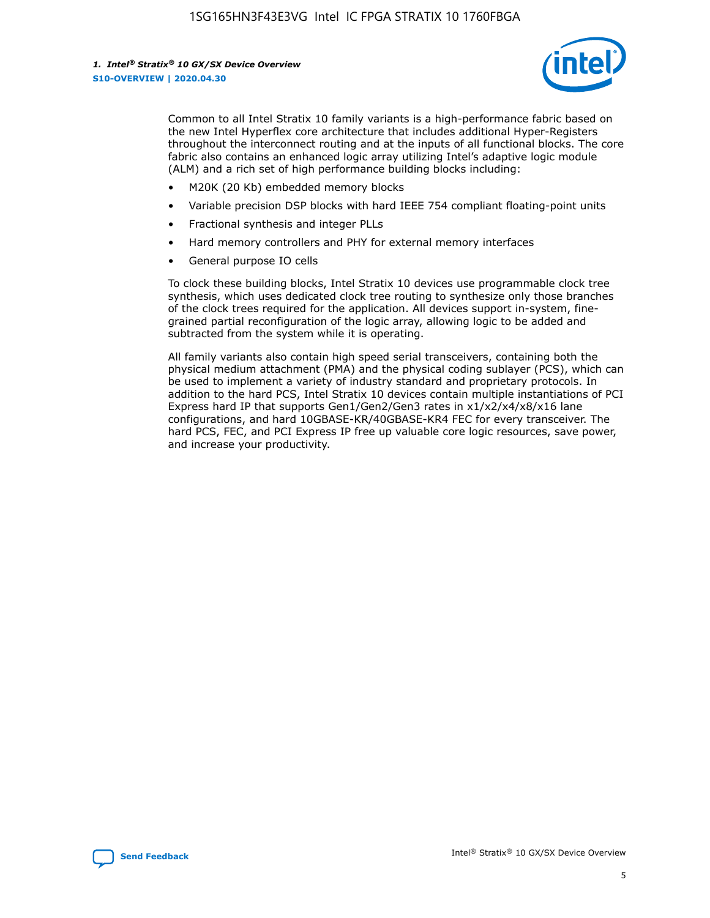Common to all Intel Stratix 10 family variants is a high-performance fabric based on the new Intel Hyperflex core architecture that includes additional Hyper-Registers throughout the interconnect routing and at the inputs of all functional blocks. The core fabric also contains an enhanced logic array utilizing Intel's adaptive logic module (ALM) and a rich set of high performance building blocks including:

- M20K (20 Kb) embedded memory blocks
- Variable precision DSP blocks with hard IEEE 754 compliant floating-point units
- Fractional synthesis and integer PLLs
- Hard memory controllers and PHY for external memory interfaces
- General purpose IO cells

To clock these building blocks, Intel Stratix 10 devices use programmable clock tree synthesis, which uses dedicated clock tree routing to synthesize only those branches of the clock trees required for the application. All devices support in-system, fine-grained partial reconfiguration of the logic array, allowing logic to be added and subtracted from the system while it is operating.

All family variants also contain high speed serial transceivers, containing both the physical medium attachment (PMA) and the physical coding sublayer (PCS), which can be used to implement a variety of industry standard and proprietary protocols. In addition to the hard PCS, Intel Stratix 10 devices contain multiple instantiations of PCI Express hard IP that supports Gen1/Gen2/Gen3 rates in x1/x2/x4/x8/x16 lane configurations, and hard 10GBASE-KR/40GBASE-KR4 FEC for every transceiver. The hard PCS, FEC, and PCI Express IP free up valuable core logic resources, save power, and increase your productivity.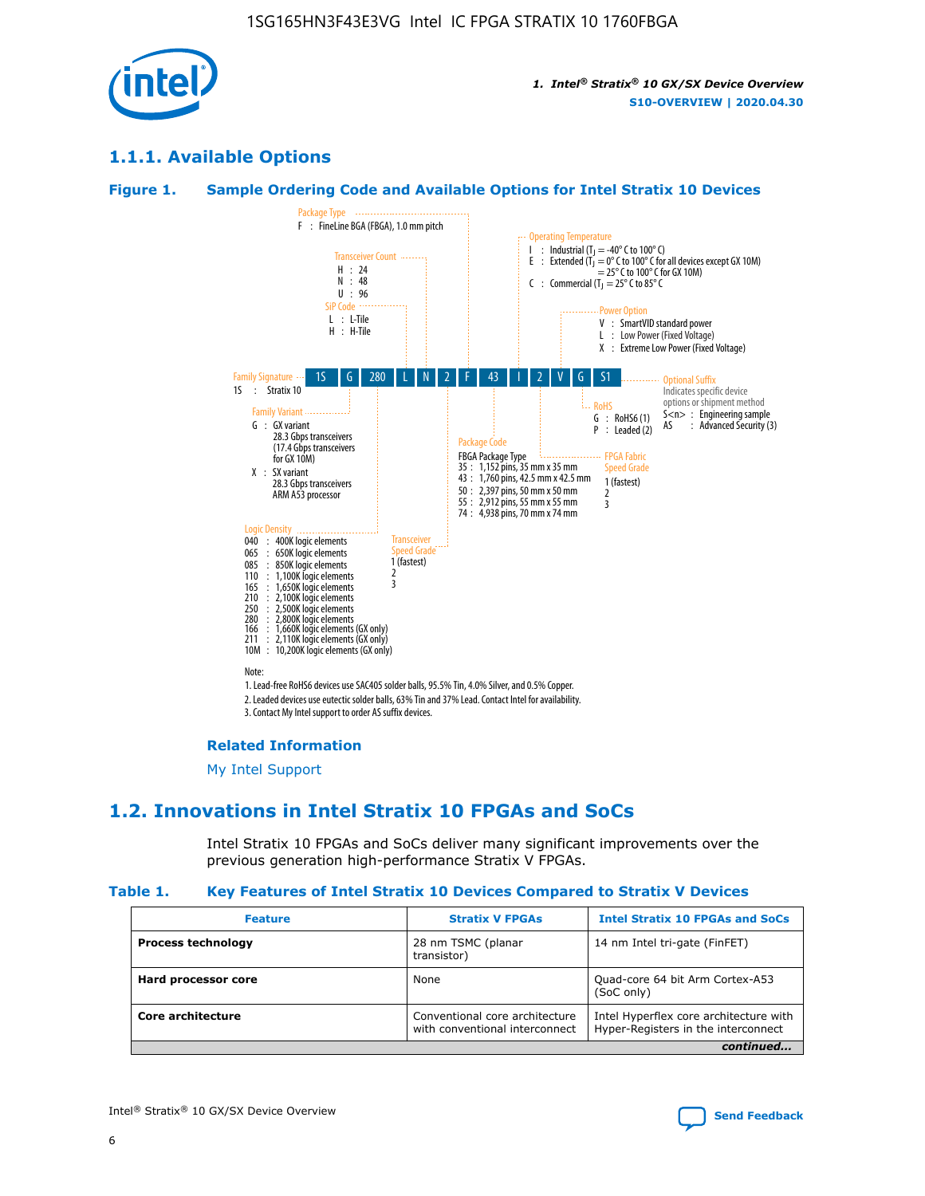## 1.1.1. Available Options

### Figure 1. Sample Ordering Code and Available Options for Intel Stratix 10 Devices

| 1S | G | 280 | L | N | 2 | F | 43 | I | 2 | V | G | S1 |
|---|---|---|---|---|---|---|---|---|---|---|---|---|

**Family Signature**
1S : Stratix 10

**Family Variant**
G : GX variant
28.3 Gbps transceivers
(17.4 Gbps transceivers for GX 10M)
X : SX variant
28.3 Gbps transceivers
ARM A53 processor

**Logic Density**
040 : 400K logic elements
065 : 650K logic elements
085 : 850K logic elements
110 : 1,100K logic elements
165 : 1,650K logic elements
210 : 2,100K logic elements
250 : 2,500K logic elements
280 : 2,800K logic elements
166 : 1,660K logic elements (GX only)
211 : 2,110K logic elements (GX only)
10M : 10,200K logic elements (GX only)

**SiP Code**
L : L-Tile
H : H-Tile

**Transceiver Count**
H : 24
N : 48
U : 96

**Transceiver Speed Grade**
1 (fastest)
2
3

**Package Type**
F : FineLine BGA (FBGA), 1.0 mm pitch

**Package Code**
FBGA Package Type
35 : 1,152 pins, 35 mm x 35 mm
43 : 1,760 pins, 42.5 mm x 42.5 mm
50 : 2,397 pins, 50 mm x 50 mm
55 : 2,912 pins, 55 mm x 55 mm
74 : 4,938 pins, 70 mm x 74 mm

**Operating Temperature**
I : Industrial ($T_J$ = -40° C to 100° C)
E : Extended ($T_J$ = 0° C to 100° C for all devices except GX 10M)
= 25° C to 100° C for GX 10M)
C : Commercial ($T_J$ = 25° C to 85° C

**FPGA Fabric Speed Grade**
1 (fastest)
2
3

**Power Option**
V : SmartVID standard power
L : Low Power (Fixed Voltage)
X : Extreme Low Power (Fixed Voltage)

**RoHS**
G : RoHS6 (1)
P : Leaded (2)

**Optional Suffix**
Indicates specific device options or shipment method
S<n> : Engineering sample
AS : Advanced Security (3)

Note:
1. Lead-free RoHS6 devices use SAC405 solder balls, 95.5% Tin, 4.0% Silver, and 0.5% Copper.
2. Leaded devices use eutectic solder balls, 63% Tin and 37% Lead. Contact Intel for availability.
3. Contact My Intel support to order AS suffix devices.

#### Related Information

My Intel Support

## 1.2. Innovations in Intel Stratix 10 FPGAs and SoCs

Intel Stratix 10 FPGAs and SoCs deliver many significant improvements over the previous generation high-performance Stratix V FPGAs.

### Table 1. Key Features of Intel Stratix 10 Devices Compared to Stratix V Devices

| Feature | Stratix V FPGAs | Intel Stratix 10 FPGAs and SoCs |
|---|---|---|
| **Process technology** | 28 nm TSMC (planar transistor) | 14 nm Intel tri-gate (FinFET) |
| **Hard processor core** | None | Quad-core 64 bit Arm Cortex-A53 (SoC only) |
| **Core architecture** | Conventional core architecture with conventional interconnect | Intel Hyperflex core architecture with Hyper-Registers in the interconnect |

*continued...*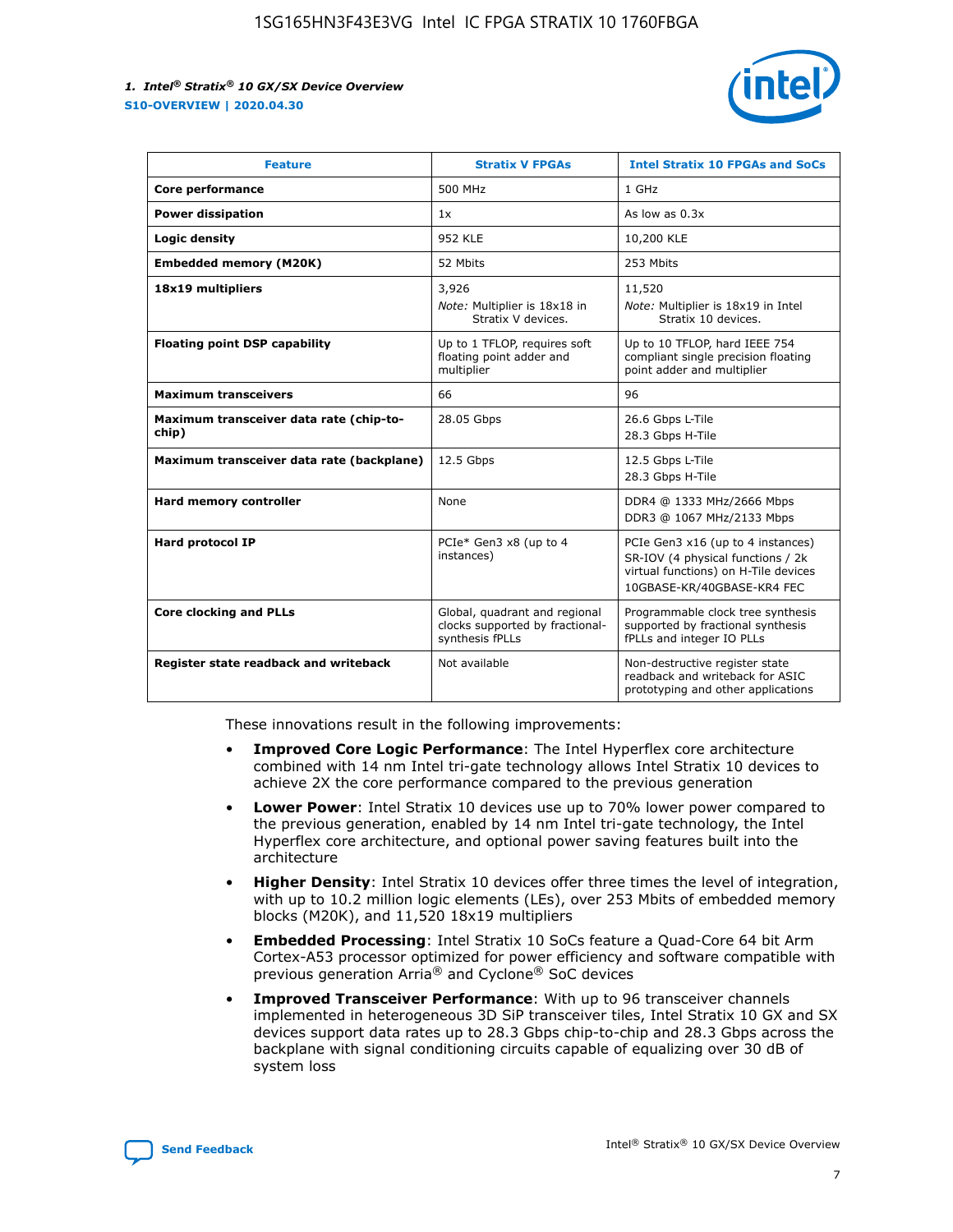| Feature | Stratix V FPGAs | Intel Stratix 10 FPGAs and SoCs |
| --- | --- | --- |
| **Core performance** | 500 MHz | 1 GHz |
| **Power dissipation** | 1x | As low as 0.3x |
| **Logic density** | 952 KLE | 10,200 KLE |
| **Embedded memory (M20K)** | 52 Mbits | 253 Mbits |
| **18x19 multipliers** | 3,926<br>*Note:* Multiplier is 18x18 in Stratix V devices. | 11,520<br>*Note:* Multiplier is 18x19 in Intel Stratix 10 devices. |
| **Floating point DSP capability** | Up to 1 TFLOP, requires soft floating point adder and multiplier | Up to 10 TFLOP, hard IEEE 754 compliant single precision floating point adder and multiplier |
| **Maximum transceivers** | 66 | 96 |
| **Maximum transceiver data rate (chip-to-chip)** | 28.05 Gbps | 26.6 Gbps L-Tile<br>28.3 Gbps H-Tile |
| **Maximum transceiver data rate (backplane)** | 12.5 Gbps | 12.5 Gbps L-Tile<br>28.3 Gbps H-Tile |
| **Hard memory controller** | None | DDR4 @ 1333 MHz/2666 Mbps<br>DDR3 @ 1067 MHz/2133 Mbps |
| **Hard protocol IP** | PCIe* Gen3 x8 (up to 4 instances) | PCIe Gen3 x16 (up to 4 instances)<br>SR-IOV (4 physical functions / 2k virtual functions) on H-Tile devices<br>10GBASE-KR/40GBASE-KR4 FEC |
| **Core clocking and PLLs** | Global, quadrant and regional clocks supported by fractional-synthesis fPLLs | Programmable clock tree synthesis supported by fractional synthesis fPLLs and integer IO PLLs |
| **Register state readback and writeback** | Not available | Non-destructive register state readback and writeback for ASIC prototyping and other applications |

These innovations result in the following improvements:

- **Improved Core Logic Performance**: The Intel Hyperflex core architecture combined with 14 nm Intel tri-gate technology allows Intel Stratix 10 devices to achieve 2X the core performance compared to the previous generation
- **Lower Power**: Intel Stratix 10 devices use up to 70% lower power compared to the previous generation, enabled by 14 nm Intel tri-gate technology, the Intel Hyperflex core architecture, and optional power saving features built into the architecture
- **Higher Density**: Intel Stratix 10 devices offer three times the level of integration, with up to 10.2 million logic elements (LEs), over 253 Mbits of embedded memory blocks (M20K), and 11,520 18x19 multipliers
- **Embedded Processing**: Intel Stratix 10 SoCs feature a Quad-Core 64 bit Arm Cortex-A53 processor optimized for power efficiency and software compatible with previous generation Arria® and Cyclone® SoC devices
- **Improved Transceiver Performance**: With up to 96 transceiver channels implemented in heterogeneous 3D SiP transceiver tiles, Intel Stratix 10 GX and SX devices support data rates up to 28.3 Gbps chip-to-chip and 28.3 Gbps across the backplane with signal conditioning circuits capable of equalizing over 30 dB of system loss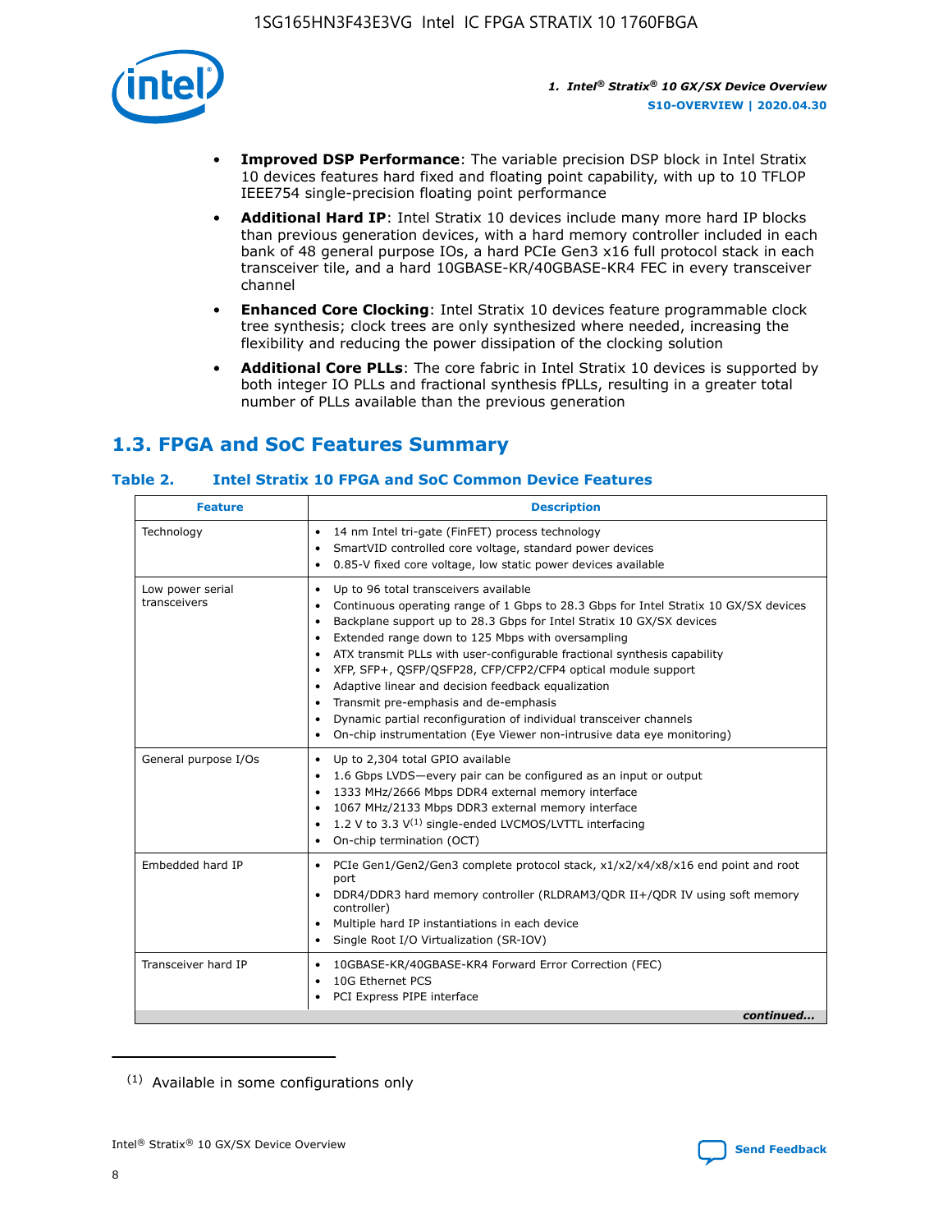- **Improved DSP Performance**: The variable precision DSP block in Intel Stratix 10 devices features hard fixed and floating point capability, with up to 10 TFLOP IEEE754 single-precision floating point performance
- **Additional Hard IP**: Intel Stratix 10 devices include many more hard IP blocks than previous generation devices, with a hard memory controller included in each bank of 48 general purpose IOs, a hard PCIe Gen3 x16 full protocol stack in each transceiver tile, and a hard 10GBASE-KR/40GBASE-KR4 FEC in every transceiver channel
- **Enhanced Core Clocking**: Intel Stratix 10 devices feature programmable clock tree synthesis; clock trees are only synthesized where needed, increasing the flexibility and reducing the power dissipation of the clocking solution
- **Additional Core PLLs**: The core fabric in Intel Stratix 10 devices is supported by both integer IO PLLs and fractional synthesis fPLLs, resulting in a greater total number of PLLs available than the previous generation

## 1.3. FPGA and SoC Features Summary

### Table 2. Intel Stratix 10 FPGA and SoC Common Device Features

| Feature | Description |
| --- | --- |
| Technology | • 14 nm Intel tri-gate (FinFET) process technology<br>• SmartVID controlled core voltage, standard power devices<br>• 0.85-V fixed core voltage, low static power devices available |
| Low power serial transceivers | • Up to 96 total transceivers available<br>• Continuous operating range of 1 Gbps to 28.3 Gbps for Intel Stratix 10 GX/SX devices<br>• Backplane support up to 28.3 Gbps for Intel Stratix 10 GX/SX devices<br>• Extended range down to 125 Mbps with oversampling<br>• ATX transmit PLLs with user-configurable fractional synthesis capability<br>• XFP, SFP+, QSFP/QSFP28, CFP/CFP2/CFP4 optical module support<br>• Adaptive linear and decision feedback equalization<br>• Transmit pre-emphasis and de-emphasis<br>• Dynamic partial reconfiguration of individual transceiver channels<br>• On-chip instrumentation (Eye Viewer non-intrusive data eye monitoring) |
| General purpose I/Os | • Up to 2,304 total GPIO available<br>• 1.6 Gbps LVDS—every pair can be configured as an input or output<br>• 1333 MHz/2666 Mbps DDR4 external memory interface<br>• 1067 MHz/2133 Mbps DDR3 external memory interface<br>• 1.2 V to 3.3 V[(1)] single-ended LVCMOS/LVTTL interfacing<br>• On-chip termination (OCT) |
| Embedded hard IP | • PCIe Gen1/Gen2/Gen3 complete protocol stack, x1/x2/x4/x8/x16 end point and root port<br>• DDR4/DDR3 hard memory controller (RLDRAM3/QDR II+/QDR IV using soft memory controller)<br>• Multiple hard IP instantiations in each device<br>• Single Root I/O Virtualization (SR-IOV) |
| Transceiver hard IP | • 10GBASE-KR/40GBASE-KR4 Forward Error Correction (FEC)<br>• 10G Ethernet PCS<br>• PCI Express PIPE interface |

*continued...*

(1) Available in some configurations only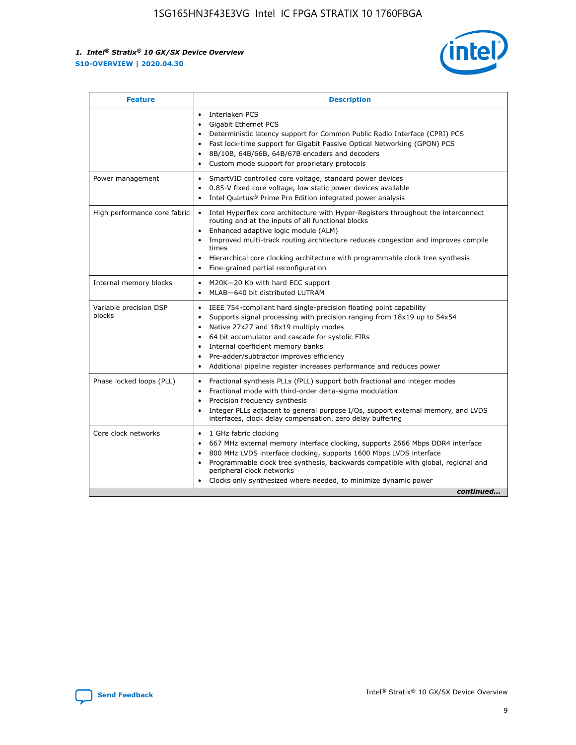| Feature | Description |
| --- | --- |
| | • Interlaken PCS<br>• Gigabit Ethernet PCS<br>• Deterministic latency support for Common Public Radio Interface (CPRI) PCS<br>• Fast lock-time support for Gigabit Passive Optical Networking (GPON) PCS<br>• 8B/10B, 64B/66B, 64B/67B encoders and decoders<br>• Custom mode support for proprietary protocols |
| Power management | • SmartVID controlled core voltage, standard power devices<br>• 0.85-V fixed core voltage, low static power devices available<br>• Intel Quartus® Prime Pro Edition integrated power analysis |
| High performance core fabric | • Intel Hyperflex core architecture with Hyper-Registers throughout the interconnect routing and at the inputs of all functional blocks<br>• Enhanced adaptive logic module (ALM)<br>• Improved multi-track routing architecture reduces congestion and improves compile times<br>• Hierarchical core clocking architecture with programmable clock tree synthesis<br>• Fine-grained partial reconfiguration |
| Internal memory blocks | • M20K—20 Kb with hard ECC support<br>• MLAB—640 bit distributed LUTRAM |
| Variable precision DSP blocks | • IEEE 754-compliant hard single-precision floating point capability<br>• Supports signal processing with precision ranging from 18x19 up to 54x54<br>• Native 27x27 and 18x19 multiply modes<br>• 64 bit accumulator and cascade for systolic FIRs<br>• Internal coefficient memory banks<br>• Pre-adder/subtractor improves efficiency<br>• Additional pipeline register increases performance and reduces power |
| Phase locked loops (PLL) | • Fractional synthesis PLLs (fPLL) support both fractional and integer modes<br>• Fractional mode with third-order delta-sigma modulation<br>• Precision frequency synthesis<br>• Integer PLLs adjacent to general purpose I/Os, support external memory, and LVDS interfaces, clock delay compensation, zero delay buffering |
| Core clock networks | • 1 GHz fabric clocking<br>• 667 MHz external memory interface clocking, supports 2666 Mbps DDR4 interface<br>• 800 MHz LVDS interface clocking, supports 1600 Mbps LVDS interface<br>• Programmable clock tree synthesis, backwards compatible with global, regional and peripheral clock networks<br>• Clocks only synthesized where needed, to minimize dynamic power |

*continued...*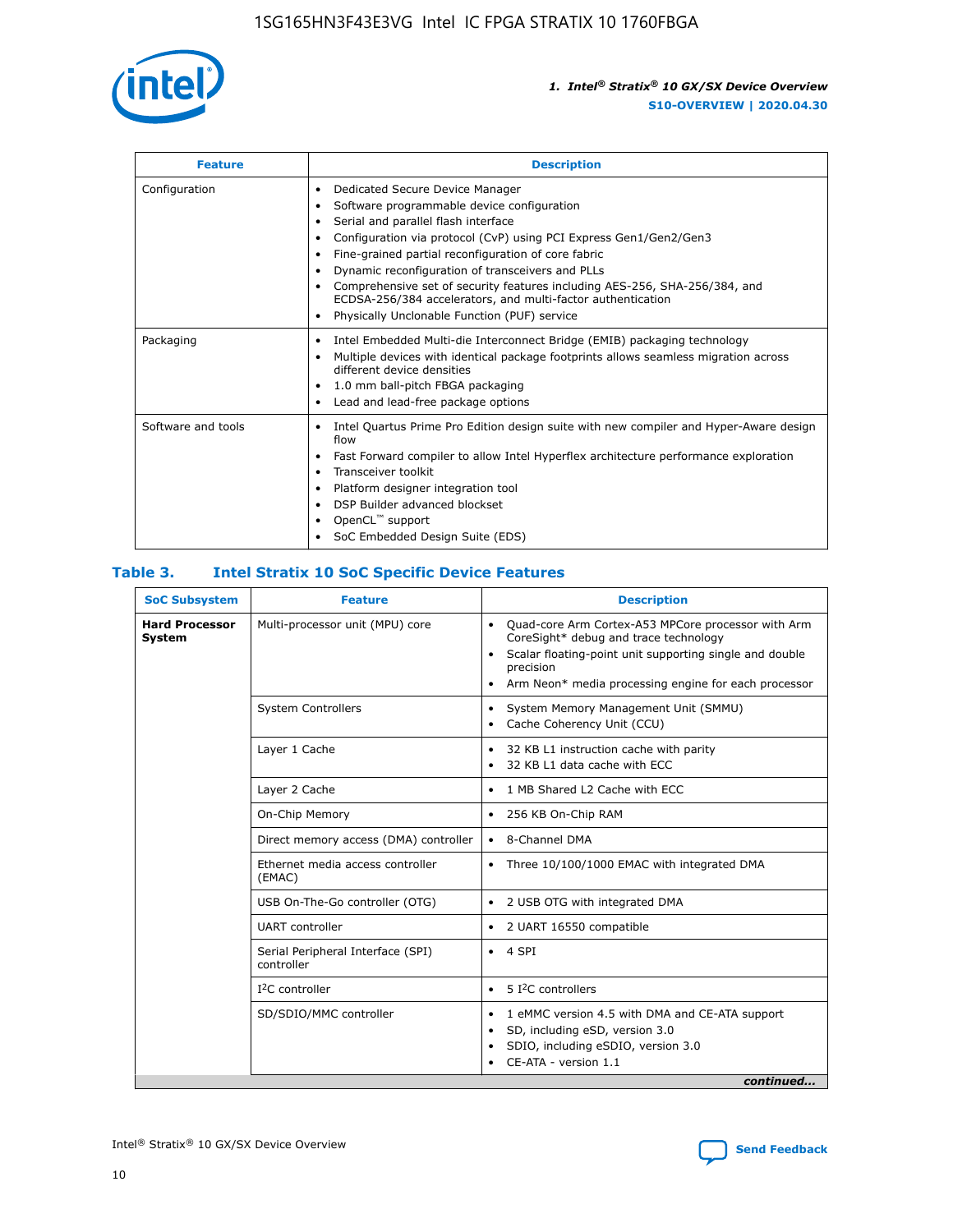| Feature | Description |
| --- | --- |
| Configuration | • Dedicated Secure Device Manager<br>• Software programmable device configuration<br>• Serial and parallel flash interface<br>• Configuration via protocol (CvP) using PCI Express Gen1/Gen2/Gen3<br>• Fine-grained partial reconfiguration of core fabric<br>• Dynamic reconfiguration of transceivers and PLLs<br>• Comprehensive set of security features including AES-256, SHA-256/384, and ECDSA-256/384 accelerators, and multi-factor authentication<br>• Physically Unclonable Function (PUF) service |
| Packaging | • Intel Embedded Multi-die Interconnect Bridge (EMIB) packaging technology<br>• Multiple devices with identical package footprints allows seamless migration across different device densities<br>• 1.0 mm ball-pitch FBGA packaging<br>• Lead and lead-free package options |
| Software and tools | • Intel Quartus Prime Pro Edition design suite with new compiler and Hyper-Aware design flow<br>• Fast Forward compiler to allow Intel Hyperflex architecture performance exploration<br>• Transceiver toolkit<br>• Platform designer integration tool<br>• DSP Builder advanced blockset<br>• OpenCL™ support<br>• SoC Embedded Design Suite (EDS) |

## Table 3. Intel Stratix 10 SoC Specific Device Features

| SoC Subsystem | Feature | Description |
| --- | --- | --- |
| **Hard Processor System** | Multi-processor unit (MPU) core | • Quad-core Arm Cortex-A53 MPCore processor with Arm CoreSight* debug and trace technology<br>• Scalar floating-point unit supporting single and double precision<br>• Arm Neon* media processing engine for each processor |
| | System Controllers | • System Memory Management Unit (SMMU)<br>• Cache Coherency Unit (CCU) |
| | Layer 1 Cache | • 32 KB L1 instruction cache with parity<br>• 32 KB L1 data cache with ECC |
| | Layer 2 Cache | • 1 MB Shared L2 Cache with ECC |
| | On-Chip Memory | • 256 KB On-Chip RAM |
| | Direct memory access (DMA) controller | • 8-Channel DMA |
| | Ethernet media access controller (EMAC) | • Three 10/100/1000 EMAC with integrated DMA |
| | USB On-The-Go controller (OTG) | • 2 USB OTG with integrated DMA |
| | UART controller | • 2 UART 16550 compatible |
| | Serial Peripheral Interface (SPI) controller | • 4 SPI |
| | I²C controller | • 5 I²C controllers |
| | SD/SDIO/MMC controller | • 1 eMMC version 4.5 with DMA and CE-ATA support<br>• SD, including eSD, version 3.0<br>• SDIO, including eSDIO, version 3.0<br>• CE-ATA - version 1.1 |

*continued...*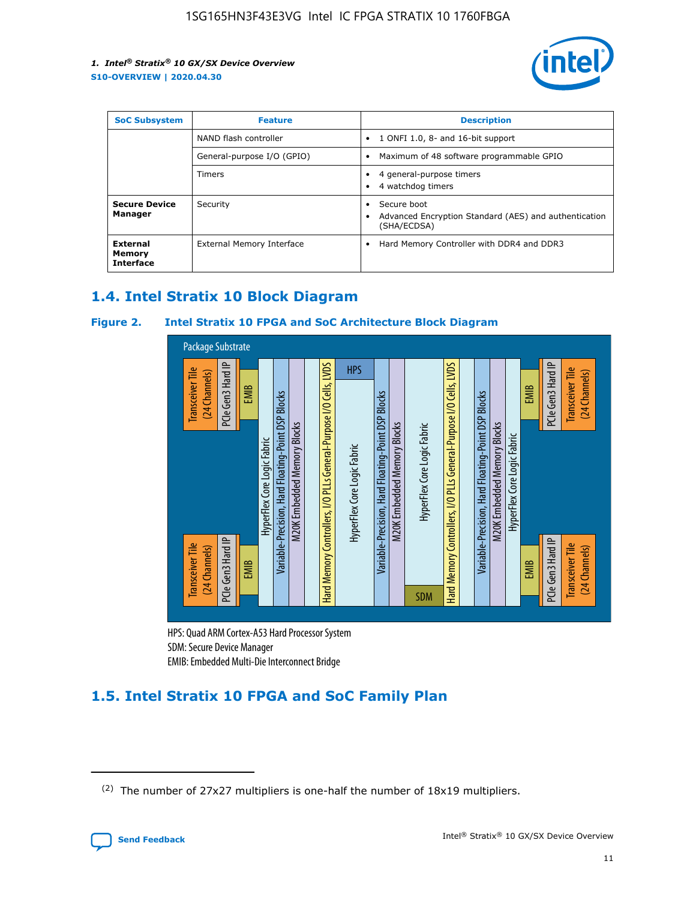| SoC Subsystem | Feature | Description |
| --- | --- | --- |
| | NAND flash controller | • 1 ONFI 1.0, 8- and 16-bit support |
| | General-purpose I/O (GPIO) | • Maximum of 48 software programmable GPIO |
| | Timers | • 4 general-purpose timers<br>• 4 watchdog timers |
| **Secure Device Manager** | Security | • Secure boot<br>• Advanced Encryption Standard (AES) and authentication (SHA/ECDSA) |
| **External Memory Interface** | External Memory Interface | • Hard Memory Controller with DDR4 and DDR3 |

## 1.4. Intel Stratix 10 Block Diagram

**Figure 2. Intel Stratix 10 FPGA and SoC Architecture Block Diagram**

Package Substrate

Transceiver Tile (24 Channels) | PCIe Gen3 Hard IP | EMIB | HyperFlex Core Logic Fabric | Variable-Precision, Hard Floating-Point DSP Blocks | M20K Embedded Memory Blocks | Hard Memory Controllers, I/O PLLs General-Purpose I/O Cells, LVDS | HPS | HyperFlex Core Logic Fabric | Variable-Precision, Hard Floating-Point DSP Blocks | M20K Embedded Memory Blocks | HyperFlex Core Logic Fabric | SDM | Hard Memory Controllers, I/O PLLs General-Purpose I/O Cells, LVDS | Variable-Precision, Hard Floating-Point DSP Blocks | M20K Embedded Memory Blocks | HyperFlex Core Logic Fabric | EMIB | PCIe Gen3 Hard IP | Transceiver Tile (24 Channels)

HPS: Quad ARM Cortex-A53 Hard Processor System
SDM: Secure Device Manager
EMIB: Embedded Multi-Die Interconnect Bridge

## 1.5. Intel Stratix 10 FPGA and SoC Family Plan

---

(2) The number of 27x27 multipliers is one-half the number of 18x19 multipliers.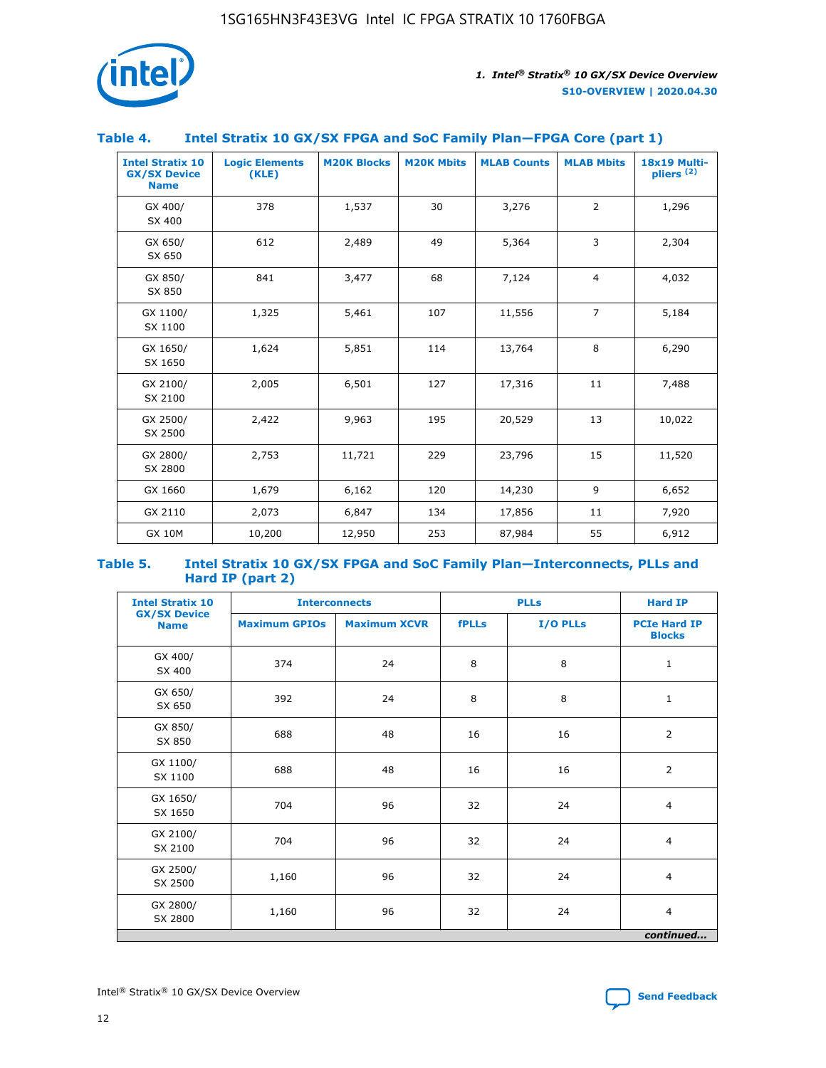### Table 4. Intel Stratix 10 GX/SX FPGA and SoC Family Plan—FPGA Core (part 1)

| Intel Stratix 10 GX/SX Device Name | Logic Elements (KLE) | M20K Blocks | M20K Mbits | MLAB Counts | MLAB Mbits | 18x19 Multipliers (2) |
|---|---|---|---|---|---|---|
| GX 400/ SX 400 | 378 | 1,537 | 30 | 3,276 | 2 | 1,296 |
| GX 650/ SX 650 | 612 | 2,489 | 49 | 5,364 | 3 | 2,304 |
| GX 850/ SX 850 | 841 | 3,477 | 68 | 7,124 | 4 | 4,032 |
| GX 1100/ SX 1100 | 1,325 | 5,461 | 107 | 11,556 | 7 | 5,184 |
| GX 1650/ SX 1650 | 1,624 | 5,851 | 114 | 13,764 | 8 | 6,290 |
| GX 2100/ SX 2100 | 2,005 | 6,501 | 127 | 17,316 | 11 | 7,488 |
| GX 2500/ SX 2500 | 2,422 | 9,963 | 195 | 20,529 | 13 | 10,022 |
| GX 2800/ SX 2800 | 2,753 | 11,721 | 229 | 23,796 | 15 | 11,520 |
| GX 1660 | 1,679 | 6,162 | 120 | 14,230 | 9 | 6,652 |
| GX 2110 | 2,073 | 6,847 | 134 | 17,856 | 11 | 7,920 |
| GX 10M | 10,200 | 12,950 | 253 | 87,984 | 55 | 6,912 |

### Table 5. Intel Stratix 10 GX/SX FPGA and SoC Family Plan—Interconnects, PLLs and Hard IP (part 2)

| Intel Stratix 10 GX/SX Device Name | Interconnects | | PLLs | | Hard IP |
|---|---|---|---|---|---|
| | Maximum GPIOs | Maximum XCVR | fPLLs | I/O PLLs | PCIe Hard IP Blocks |
| GX 400/ SX 400 | 374 | 24 | 8 | 8 | 1 |
| GX 650/ SX 650 | 392 | 24 | 8 | 8 | 1 |
| GX 850/ SX 850 | 688 | 48 | 16 | 16 | 2 |
| GX 1100/ SX 1100 | 688 | 48 | 16 | 16 | 2 |
| GX 1650/ SX 1650 | 704 | 96 | 32 | 24 | 4 |
| GX 2100/ SX 2100 | 704 | 96 | 32 | 24 | 4 |
| GX 2500/ SX 2500 | 1,160 | 96 | 32 | 24 | 4 |
| GX 2800/ SX 2800 | 1,160 | 96 | 32 | 24 | 4 |

*continued...*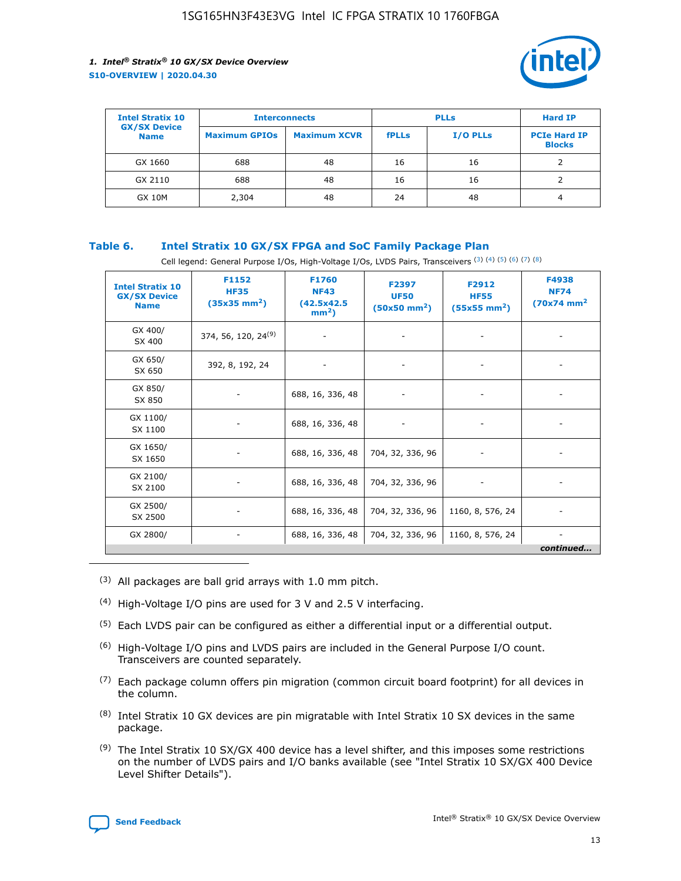| Intel Stratix 10 GX/SX Device Name | Interconnects | | PLLs | | Hard IP |
|---|---|---|---|---|---|
| | Maximum GPIOs | Maximum XCVR | fPLLs | I/O PLLs | PCIe Hard IP Blocks |
| GX 1660 | 688 | 48 | 16 | 16 | 2 |
| GX 2110 | 688 | 48 | 16 | 16 | 2 |
| GX 10M | 2,304 | 48 | 24 | 48 | 4 |

### Table 6. Intel Stratix 10 GX/SX FPGA and SoC Family Package Plan

Cell legend: General Purpose I/Os, High-Voltage I/Os, LVDS Pairs, Transceivers (3) (4) (5) (6) (7) (8)

| Intel Stratix 10 GX/SX Device Name | F1152 HF35 (35x35 mm$^2$) | F1760 NF43 (42.5x42.5 mm$^2$) | F2397 UF50 (50x50 mm$^2$) | F2912 HF55 (55x55 mm$^2$) | F4938 NF74 (70x74 mm$^2$ |
|---|---|---|---|---|---|
| GX 400/ SX 400 | 374, 56, 120, 24(9) | - | - | - | - |
| GX 650/ SX 650 | 392, 8, 192, 24 | - | - | - | - |
| GX 850/ SX 850 | - | 688, 16, 336, 48 | - | - | - |
| GX 1100/ SX 1100 | - | 688, 16, 336, 48 | - | - | - |
| GX 1650/ SX 1650 | - | 688, 16, 336, 48 | 704, 32, 336, 96 | - | - |
| GX 2100/ SX 2100 | - | 688, 16, 336, 48 | 704, 32, 336, 96 | - | - |
| GX 2500/ SX 2500 | - | 688, 16, 336, 48 | 704, 32, 336, 96 | 1160, 8, 576, 24 | - |
| GX 2800/ | - | 688, 16, 336, 48 | 704, 32, 336, 96 | 1160, 8, 576, 24 | - |

*continued...*

(3) All packages are ball grid arrays with 1.0 mm pitch.

(4) High-Voltage I/O pins are used for 3 V and 2.5 V interfacing.

(5) Each LVDS pair can be configured as either a differential input or a differential output.

(6) High-Voltage I/O pins and LVDS pairs are included in the General Purpose I/O count. Transceivers are counted separately.

(7) Each package column offers pin migration (common circuit board footprint) for all devices in the column.

(8) Intel Stratix 10 GX devices are pin migratable with Intel Stratix 10 SX devices in the same package.

(9) The Intel Stratix 10 SX/GX 400 device has a level shifter, and this imposes some restrictions on the number of LVDS pairs and I/O banks available (see "Intel Stratix 10 SX/GX 400 Device Level Shifter Details").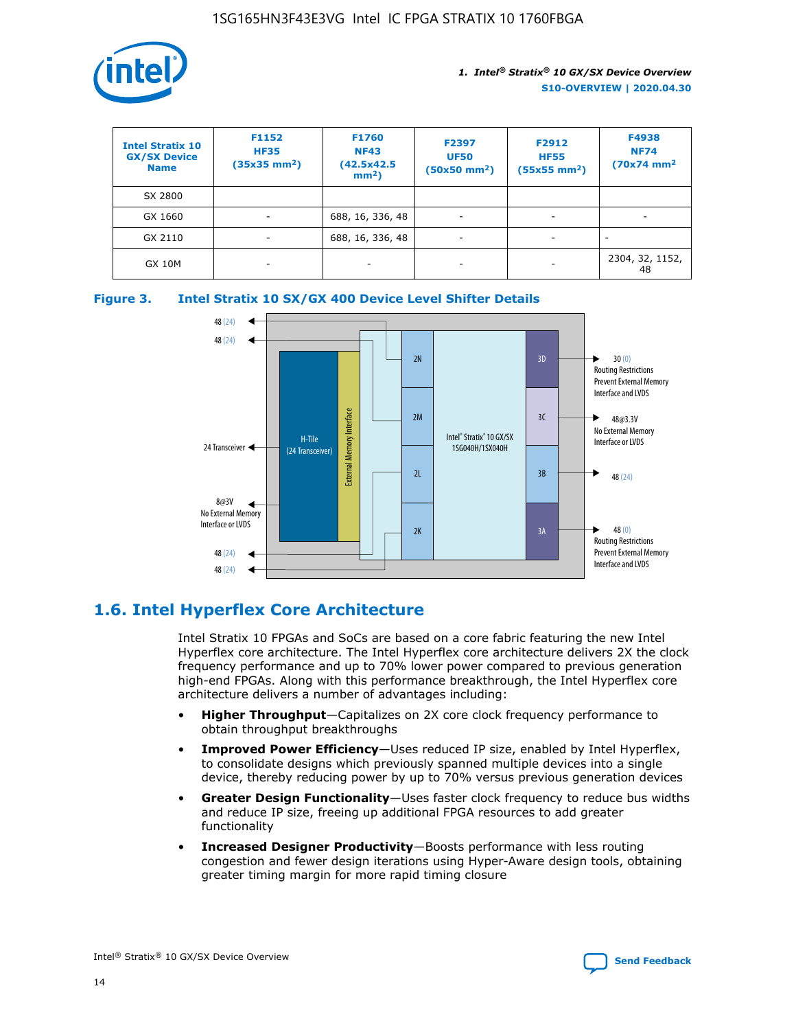| Intel Stratix 10 GX/SX Device Name | F1152 HF35 (35x35 mm²) | F1760 NF43 (42.5x42.5 mm²) | F2397 UF50 (50x50 mm²) | F2912 HF55 (55x55 mm²) | F4938 NF74 (70x74 mm² |
|---|---|---|---|---|---|
| SX 2800 | | | | | |
| GX 1660 | - | 688, 16, 336, 48 | - | - | - |
| GX 2110 | - | 688, 16, 336, 48 | - | - | - |
| GX 10M | - | - | - | - | 2304, 32, 1152, 48 |

**Figure 3. Intel Stratix 10 SX/GX 400 Device Level Shifter Details**

## 1.6. Intel Hyperflex Core Architecture

Intel Stratix 10 FPGAs and SoCs are based on a core fabric featuring the new Intel Hyperflex core architecture. The Intel Hyperflex core architecture delivers 2X the clock frequency performance and up to 70% lower power compared to previous generation high-end FPGAs. Along with this performance breakthrough, the Intel Hyperflex core architecture delivers a number of advantages including:

- **Higher Throughput**—Capitalizes on 2X core clock frequency performance to obtain throughput breakthroughs
- **Improved Power Efficiency**—Uses reduced IP size, enabled by Intel Hyperflex, to consolidate designs which previously spanned multiple devices into a single device, thereby reducing power by up to 70% versus previous generation devices
- **Greater Design Functionality**—Uses faster clock frequency to reduce bus widths and reduce IP size, freeing up additional FPGA resources to add greater functionality
- **Increased Designer Productivity**—Boosts performance with less routing congestion and fewer design iterations using Hyper-Aware design tools, obtaining greater timing margin for more rapid timing closure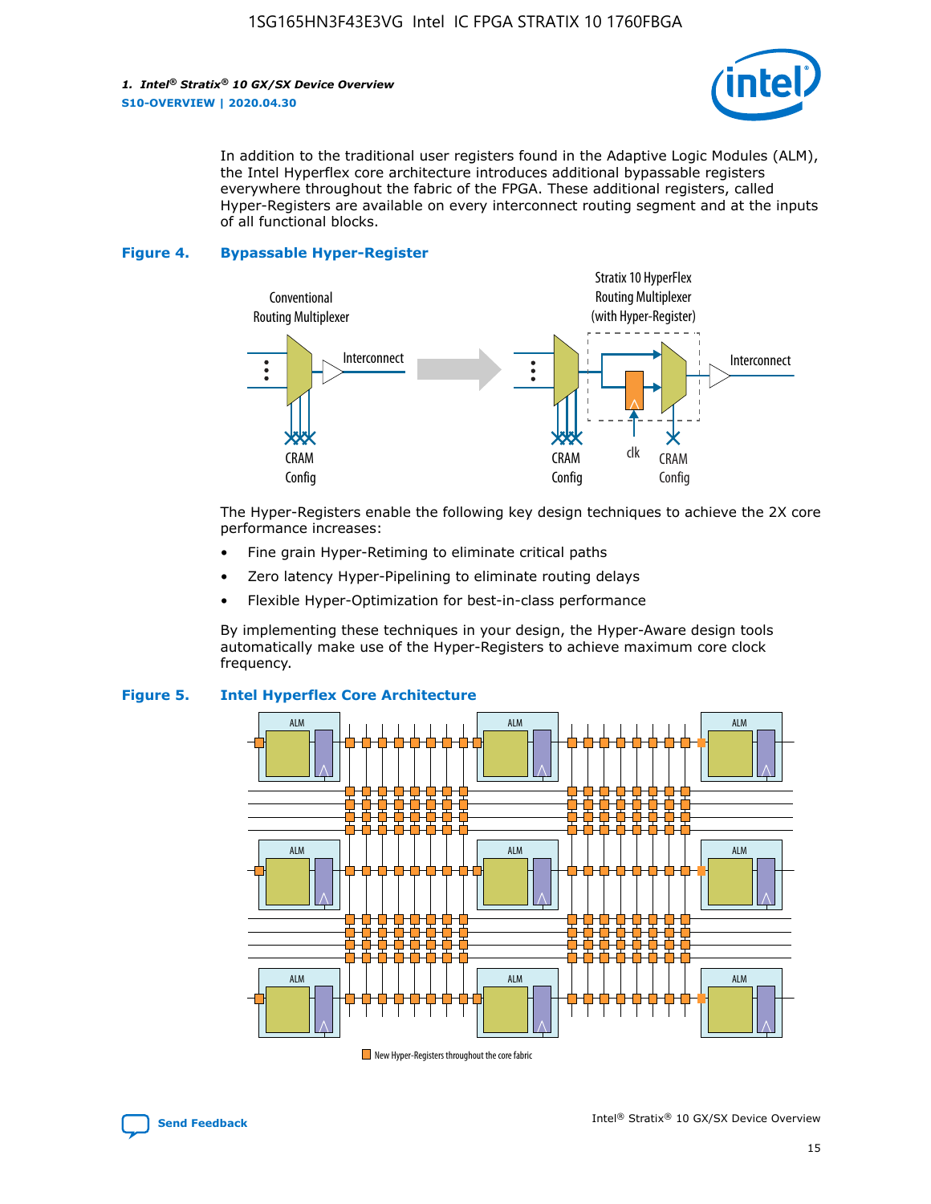In addition to the traditional user registers found in the Adaptive Logic Modules (ALM), the Intel Hyperflex core architecture introduces additional bypassable registers everywhere throughout the fabric of the FPGA. These additional registers, called Hyper-Registers are available on every interconnect routing segment and at the inputs of all functional blocks.

**Figure 4. Bypassable Hyper-Register**

The Hyper-Registers enable the following key design techniques to achieve the 2X core performance increases:

- Fine grain Hyper-Retiming to eliminate critical paths
- Zero latency Hyper-Pipelining to eliminate routing delays
- Flexible Hyper-Optimization for best-in-class performance

By implementing these techniques in your design, the Hyper-Aware design tools automatically make use of the Hyper-Registers to achieve maximum core clock frequency.

**Figure 5. Intel Hyperflex Core Architecture**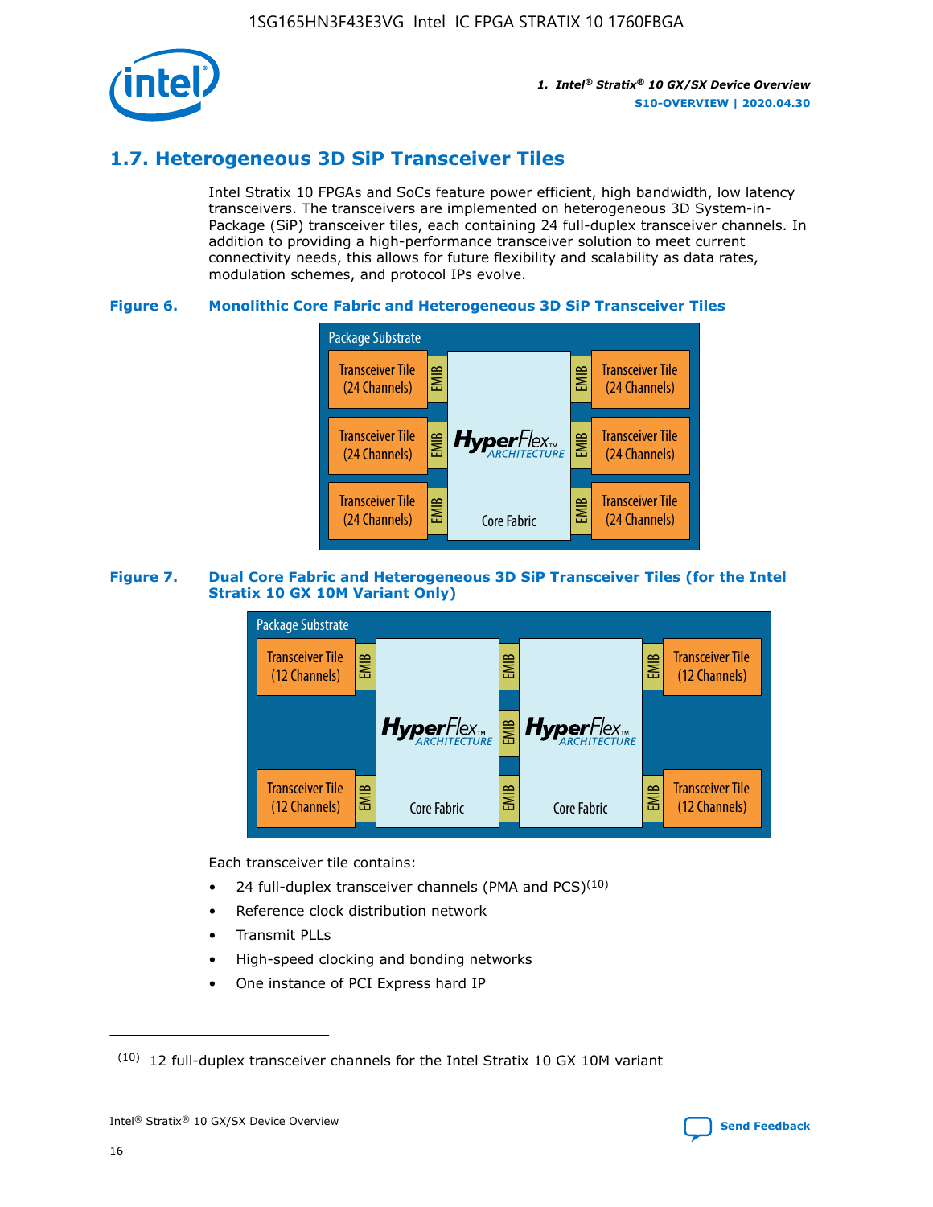## 1.7. Heterogeneous 3D SiP Transceiver Tiles

Intel Stratix 10 FPGAs and SoCs feature power efficient, high bandwidth, low latency transceivers. The transceivers are implemented on heterogeneous 3D System-in-Package (SiP) transceiver tiles, each containing 24 full-duplex transceiver channels. In addition to providing a high-performance transceiver solution to meet current connectivity needs, this allows for future flexibility and scalability as data rates, modulation schemes, and protocol IPs evolve.

**Figure 6. Monolithic Core Fabric and Heterogeneous 3D SiP Transceiver Tiles**

Package Substrate

Transceiver Tile (24 Channels) | EMIB | HyperFlex ARCHITECTURE Core Fabric | EMIB | Transceiver Tile (24 Channels)

**Figure 7. Dual Core Fabric and Heterogeneous 3D SiP Transceiver Tiles (for the Intel Stratix 10 GX 10M Variant Only)**

Package Substrate

Transceiver Tile (12 Channels) | EMIB | HyperFlex ARCHITECTURE Core Fabric | EMIB | HyperFlex ARCHITECTURE Core Fabric | EMIB | Transceiver Tile (12 Channels)

Each transceiver tile contains:

- 24 full-duplex transceiver channels (PMA and PCS)[10]
- Reference clock distribution network
- Transmit PLLs
- High-speed clocking and bonding networks
- One instance of PCI Express hard IP

[10] 12 full-duplex transceiver channels for the Intel Stratix 10 GX 10M variant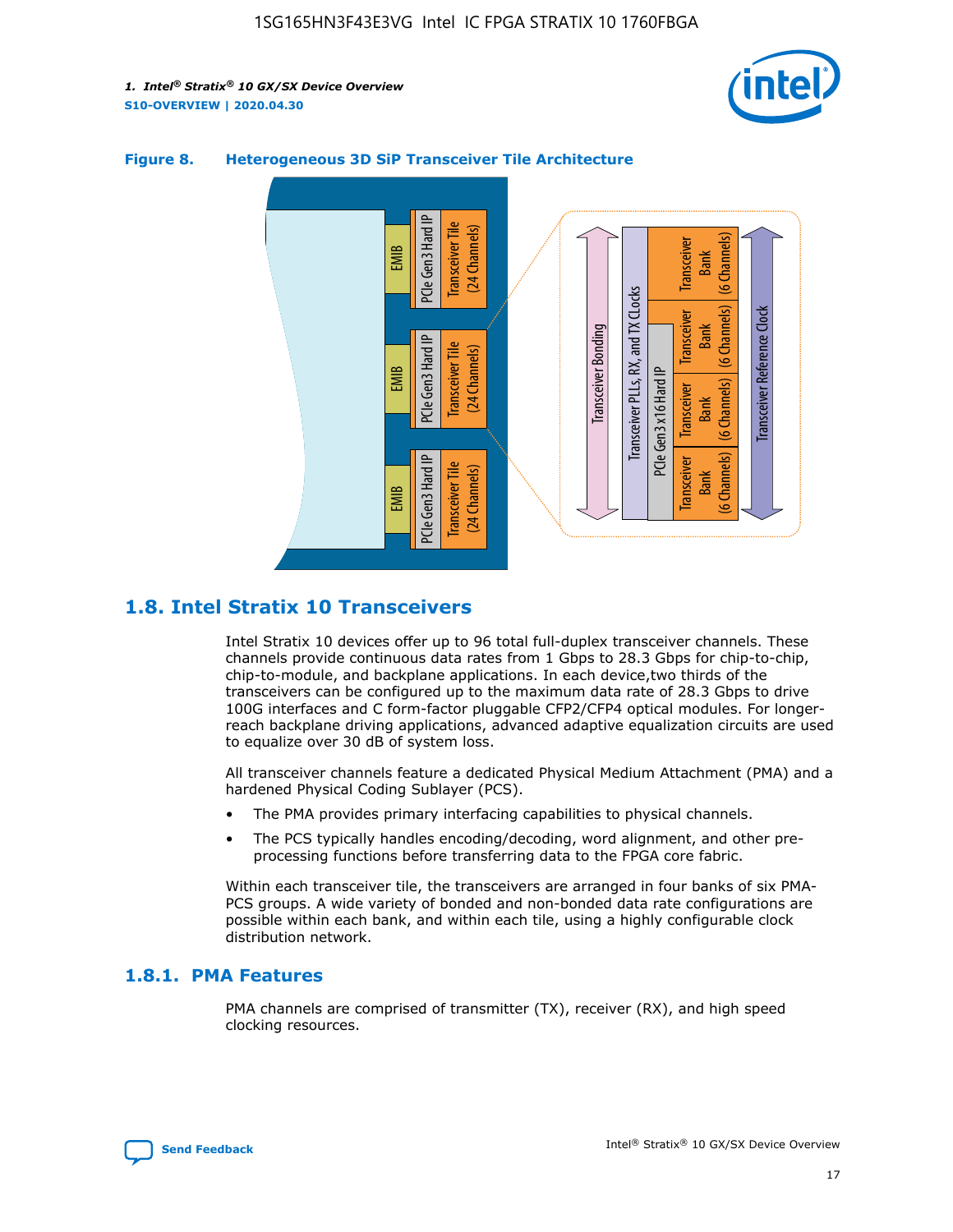**Figure 8. Heterogeneous 3D SiP Transceiver Tile Architecture**

## 1.8. Intel Stratix 10 Transceivers

Intel Stratix 10 devices offer up to 96 total full-duplex transceiver channels. These channels provide continuous data rates from 1 Gbps to 28.3 Gbps for chip-to-chip, chip-to-module, and backplane applications. In each device,two thirds of the transceivers can be configured up to the maximum data rate of 28.3 Gbps to drive 100G interfaces and C form-factor pluggable CFP2/CFP4 optical modules. For longer-reach backplane driving applications, advanced adaptive equalization circuits are used to equalize over 30 dB of system loss.

All transceiver channels feature a dedicated Physical Medium Attachment (PMA) and a hardened Physical Coding Sublayer (PCS).

- The PMA provides primary interfacing capabilities to physical channels.
- The PCS typically handles encoding/decoding, word alignment, and other pre-processing functions before transferring data to the FPGA core fabric.

Within each transceiver tile, the transceivers are arranged in four banks of six PMA-PCS groups. A wide variety of bonded and non-bonded data rate configurations are possible within each bank, and within each tile, using a highly configurable clock distribution network.

### 1.8.1. PMA Features

PMA channels are comprised of transmitter (TX), receiver (RX), and high speed clocking resources.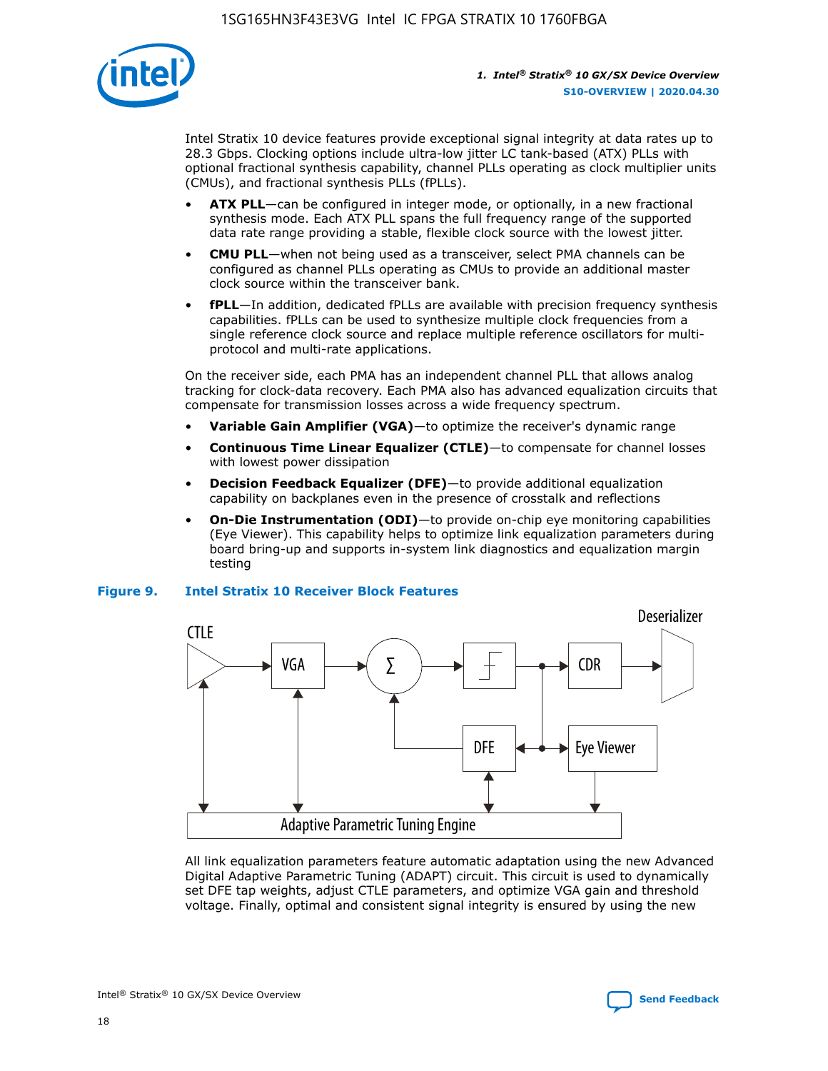Intel Stratix 10 device features provide exceptional signal integrity at data rates up to 28.3 Gbps. Clocking options include ultra-low jitter LC tank-based (ATX) PLLs with optional fractional synthesis capability, channel PLLs operating as clock multiplier units (CMUs), and fractional synthesis PLLs (fPLLs).

- **ATX PLL**—can be configured in integer mode, or optionally, in a new fractional synthesis mode. Each ATX PLL spans the full frequency range of the supported data rate range providing a stable, flexible clock source with the lowest jitter.
- **CMU PLL**—when not being used as a transceiver, select PMA channels can be configured as channel PLLs operating as CMUs to provide an additional master clock source within the transceiver bank.
- **fPLL**—In addition, dedicated fPLLs are available with precision frequency synthesis capabilities. fPLLs can be used to synthesize multiple clock frequencies from a single reference clock source and replace multiple reference oscillators for multi-protocol and multi-rate applications.

On the receiver side, each PMA has an independent channel PLL that allows analog tracking for clock-data recovery. Each PMA also has advanced equalization circuits that compensate for transmission losses across a wide frequency spectrum.

- **Variable Gain Amplifier (VGA)**—to optimize the receiver's dynamic range
- **Continuous Time Linear Equalizer (CTLE)**—to compensate for channel losses with lowest power dissipation
- **Decision Feedback Equalizer (DFE)**—to provide additional equalization capability on backplanes even in the presence of crosstalk and reflections
- **On-Die Instrumentation (ODI)**—to provide on-chip eye monitoring capabilities (Eye Viewer). This capability helps to optimize link equalization parameters during board bring-up and supports in-system link diagnostics and equalization margin testing

**Figure 9. Intel Stratix 10 Receiver Block Features**

All link equalization parameters feature automatic adaptation using the new Advanced Digital Adaptive Parametric Tuning (ADAPT) circuit. This circuit is used to dynamically set DFE tap weights, adjust CTLE parameters, and optimize VGA gain and threshold voltage. Finally, optimal and consistent signal integrity is ensured by using the new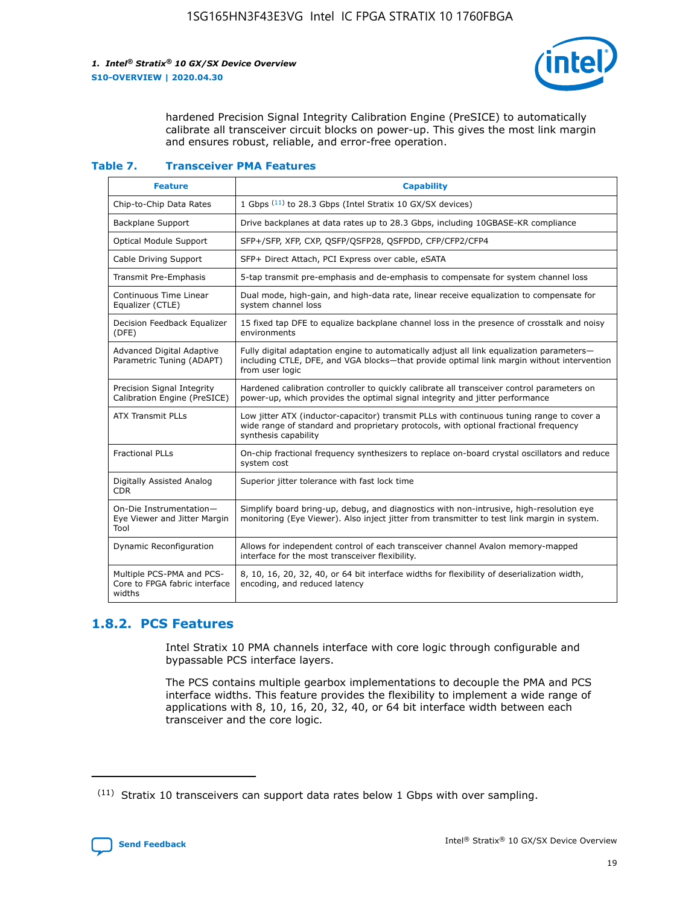hardened Precision Signal Integrity Calibration Engine (PreSICE) to automatically calibrate all transceiver circuit blocks on power-up. This gives the most link margin and ensures robust, reliable, and error-free operation.

**Table 7. Transceiver PMA Features**

| Feature | Capability |
| --- | --- |
| Chip-to-Chip Data Rates | 1 Gbps [11] to 28.3 Gbps (Intel Stratix 10 GX/SX devices) |
| Backplane Support | Drive backplanes at data rates up to 28.3 Gbps, including 10GBASE-KR compliance |
| Optical Module Support | SFP+/SFP, XFP, CXP, QSFP/QSFP28, QSFPDD, CFP/CFP2/CFP4 |
| Cable Driving Support | SFP+ Direct Attach, PCI Express over cable, eSATA |
| Transmit Pre-Emphasis | 5-tap transmit pre-emphasis and de-emphasis to compensate for system channel loss |
| Continuous Time Linear Equalizer (CTLE) | Dual mode, high-gain, and high-data rate, linear receive equalization to compensate for system channel loss |
| Decision Feedback Equalizer (DFE) | 15 fixed tap DFE to equalize backplane channel loss in the presence of crosstalk and noisy environments |
| Advanced Digital Adaptive Parametric Tuning (ADAPT) | Fully digital adaptation engine to automatically adjust all link equalization parameters—including CTLE, DFE, and VGA blocks—that provide optimal link margin without intervention from user logic |
| Precision Signal Integrity Calibration Engine (PreSICE) | Hardened calibration controller to quickly calibrate all transceiver control parameters on power-up, which provides the optimal signal integrity and jitter performance |
| ATX Transmit PLLs | Low jitter ATX (inductor-capacitor) transmit PLLs with continuous tuning range to cover a wide range of standard and proprietary protocols, with optional fractional frequency synthesis capability |
| Fractional PLLs | On-chip fractional frequency synthesizers to replace on-board crystal oscillators and reduce system cost |
| Digitally Assisted Analog CDR | Superior jitter tolerance with fast lock time |
| On-Die Instrumentation—Eye Viewer and Jitter Margin Tool | Simplify board bring-up, debug, and diagnostics with non-intrusive, high-resolution eye monitoring (Eye Viewer). Also inject jitter from transmitter to test link margin in system. |
| Dynamic Reconfiguration | Allows for independent control of each transceiver channel Avalon memory-mapped interface for the most transceiver flexibility. |
| Multiple PCS-PMA and PCS-Core to FPGA fabric interface widths | 8, 10, 16, 20, 32, 40, or 64 bit interface widths for flexibility of deserialization width, encoding, and reduced latency |

## 1.8.2. PCS Features

Intel Stratix 10 PMA channels interface with core logic through configurable and bypassable PCS interface layers.

The PCS contains multiple gearbox implementations to decouple the PMA and PCS interface widths. This feature provides the flexibility to implement a wide range of applications with 8, 10, 16, 20, 32, 40, or 64 bit interface width between each transceiver and the core logic.

[11] Stratix 10 transceivers can support data rates below 1 Gbps with over sampling.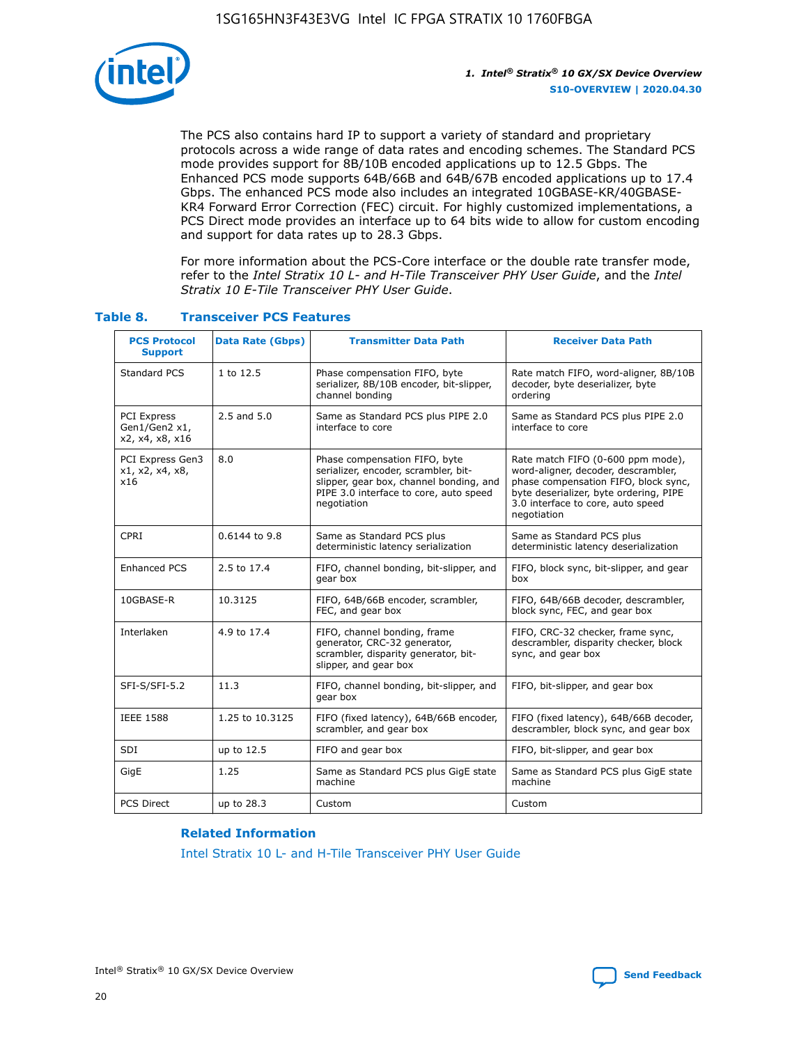The PCS also contains hard IP to support a variety of standard and proprietary protocols across a wide range of data rates and encoding schemes. The Standard PCS mode provides support for 8B/10B encoded applications up to 12.5 Gbps. The Enhanced PCS mode supports 64B/66B and 64B/67B encoded applications up to 17.4 Gbps. The enhanced PCS mode also includes an integrated 10GBASE-KR/40GBASE-KR4 Forward Error Correction (FEC) circuit. For highly customized implementations, a PCS Direct mode provides an interface up to 64 bits wide to allow for custom encoding and support for data rates up to 28.3 Gbps.

For more information about the PCS-Core interface or the double rate transfer mode, refer to the *Intel Stratix 10 L- and H-Tile Transceiver PHY User Guide*, and the *Intel Stratix 10 E-Tile Transceiver PHY User Guide*.

**Table 8. Transceiver PCS Features**

| PCS Protocol Support | Data Rate (Gbps) | Transmitter Data Path | Receiver Data Path |
|---|---|---|---|
| Standard PCS | 1 to 12.5 | Phase compensation FIFO, byte serializer, 8B/10B encoder, bit-slipper, channel bonding | Rate match FIFO, word-aligner, 8B/10B decoder, byte deserializer, byte ordering |
| PCI Express Gen1/Gen2 x1, x2, x4, x8, x16 | 2.5 and 5.0 | Same as Standard PCS plus PIPE 2.0 interface to core | Same as Standard PCS plus PIPE 2.0 interface to core |
| PCI Express Gen3 x1, x2, x4, x8, x16 | 8.0 | Phase compensation FIFO, byte serializer, encoder, scrambler, bit-slipper, gear box, channel bonding, and PIPE 3.0 interface to core, auto speed negotiation | Rate match FIFO (0-600 ppm mode), word-aligner, decoder, descrambler, phase compensation FIFO, block sync, byte deserializer, byte ordering, PIPE 3.0 interface to core, auto speed negotiation |
| CPRI | 0.6144 to 9.8 | Same as Standard PCS plus deterministic latency serialization | Same as Standard PCS plus deterministic latency deserialization |
| Enhanced PCS | 2.5 to 17.4 | FIFO, channel bonding, bit-slipper, and gear box | FIFO, block sync, bit-slipper, and gear box |
| 10GBASE-R | 10.3125 | FIFO, 64B/66B encoder, scrambler, FEC, and gear box | FIFO, 64B/66B decoder, descrambler, block sync, FEC, and gear box |
| Interlaken | 4.9 to 17.4 | FIFO, channel bonding, frame generator, CRC-32 generator, scrambler, disparity generator, bit-slipper, and gear box | FIFO, CRC-32 checker, frame sync, descrambler, disparity checker, block sync, and gear box |
| SFI-S/SFI-5.2 | 11.3 | FIFO, channel bonding, bit-slipper, and gear box | FIFO, bit-slipper, and gear box |
| IEEE 1588 | 1.25 to 10.3125 | FIFO (fixed latency), 64B/66B encoder, scrambler, and gear box | FIFO (fixed latency), 64B/66B decoder, descrambler, block sync, and gear box |
| SDI | up to 12.5 | FIFO and gear box | FIFO, bit-slipper, and gear box |
| GigE | 1.25 | Same as Standard PCS plus GigE state machine | Same as Standard PCS plus GigE state machine |
| PCS Direct | up to 28.3 | Custom | Custom |

**Related Information**

Intel Stratix 10 L- and H-Tile Transceiver PHY User Guide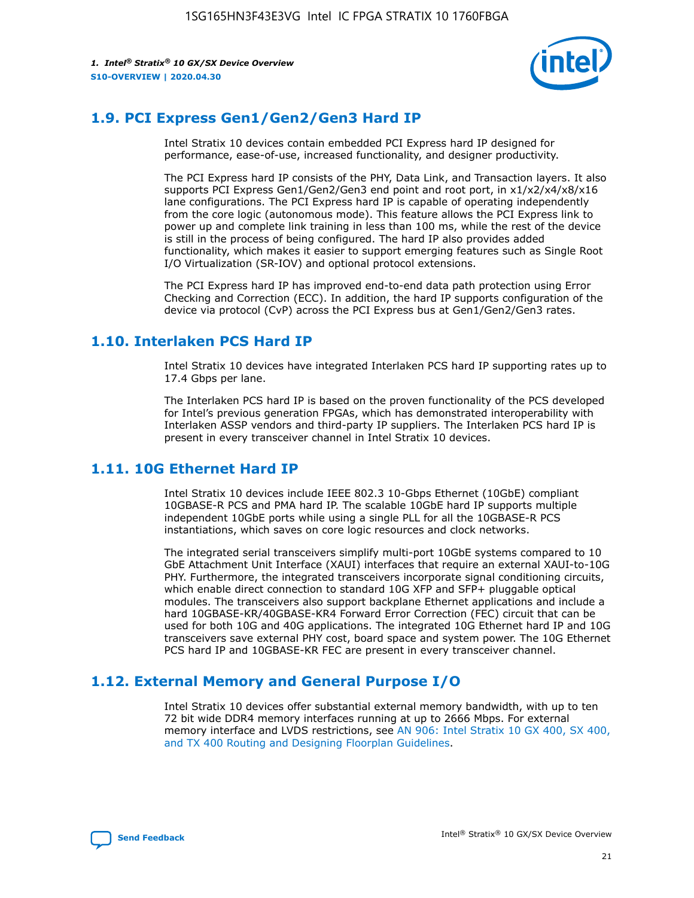## 1.9. PCI Express Gen1/Gen2/Gen3 Hard IP

Intel Stratix 10 devices contain embedded PCI Express hard IP designed for performance, ease-of-use, increased functionality, and designer productivity.

The PCI Express hard IP consists of the PHY, Data Link, and Transaction layers. It also supports PCI Express Gen1/Gen2/Gen3 end point and root port, in x1/x2/x4/x8/x16 lane configurations. The PCI Express hard IP is capable of operating independently from the core logic (autonomous mode). This feature allows the PCI Express link to power up and complete link training in less than 100 ms, while the rest of the device is still in the process of being configured. The hard IP also provides added functionality, which makes it easier to support emerging features such as Single Root I/O Virtualization (SR-IOV) and optional protocol extensions.

The PCI Express hard IP has improved end-to-end data path protection using Error Checking and Correction (ECC). In addition, the hard IP supports configuration of the device via protocol (CvP) across the PCI Express bus at Gen1/Gen2/Gen3 rates.

## 1.10. Interlaken PCS Hard IP

Intel Stratix 10 devices have integrated Interlaken PCS hard IP supporting rates up to 17.4 Gbps per lane.

The Interlaken PCS hard IP is based on the proven functionality of the PCS developed for Intel's previous generation FPGAs, which has demonstrated interoperability with Interlaken ASSP vendors and third-party IP suppliers. The Interlaken PCS hard IP is present in every transceiver channel in Intel Stratix 10 devices.

## 1.11. 10G Ethernet Hard IP

Intel Stratix 10 devices include IEEE 802.3 10-Gbps Ethernet (10GbE) compliant 10GBASE-R PCS and PMA hard IP. The scalable 10GbE hard IP supports multiple independent 10GbE ports while using a single PLL for all the 10GBASE-R PCS instantiations, which saves on core logic resources and clock networks.

The integrated serial transceivers simplify multi-port 10GbE systems compared to 10 GbE Attachment Unit Interface (XAUI) interfaces that require an external XAUI-to-10G PHY. Furthermore, the integrated transceivers incorporate signal conditioning circuits, which enable direct connection to standard 10G XFP and SFP+ pluggable optical modules. The transceivers also support backplane Ethernet applications and include a hard 10GBASE-KR/40GBASE-KR4 Forward Error Correction (FEC) circuit that can be used for both 10G and 40G applications. The integrated 10G Ethernet hard IP and 10G transceivers save external PHY cost, board space and system power. The 10G Ethernet PCS hard IP and 10GBASE-KR FEC are present in every transceiver channel.

## 1.12. External Memory and General Purpose I/O

Intel Stratix 10 devices offer substantial external memory bandwidth, with up to ten 72 bit wide DDR4 memory interfaces running at up to 2666 Mbps. For external memory interface and LVDS restrictions, see AN 906: Intel Stratix 10 GX 400, SX 400, and TX 400 Routing and Designing Floorplan Guidelines.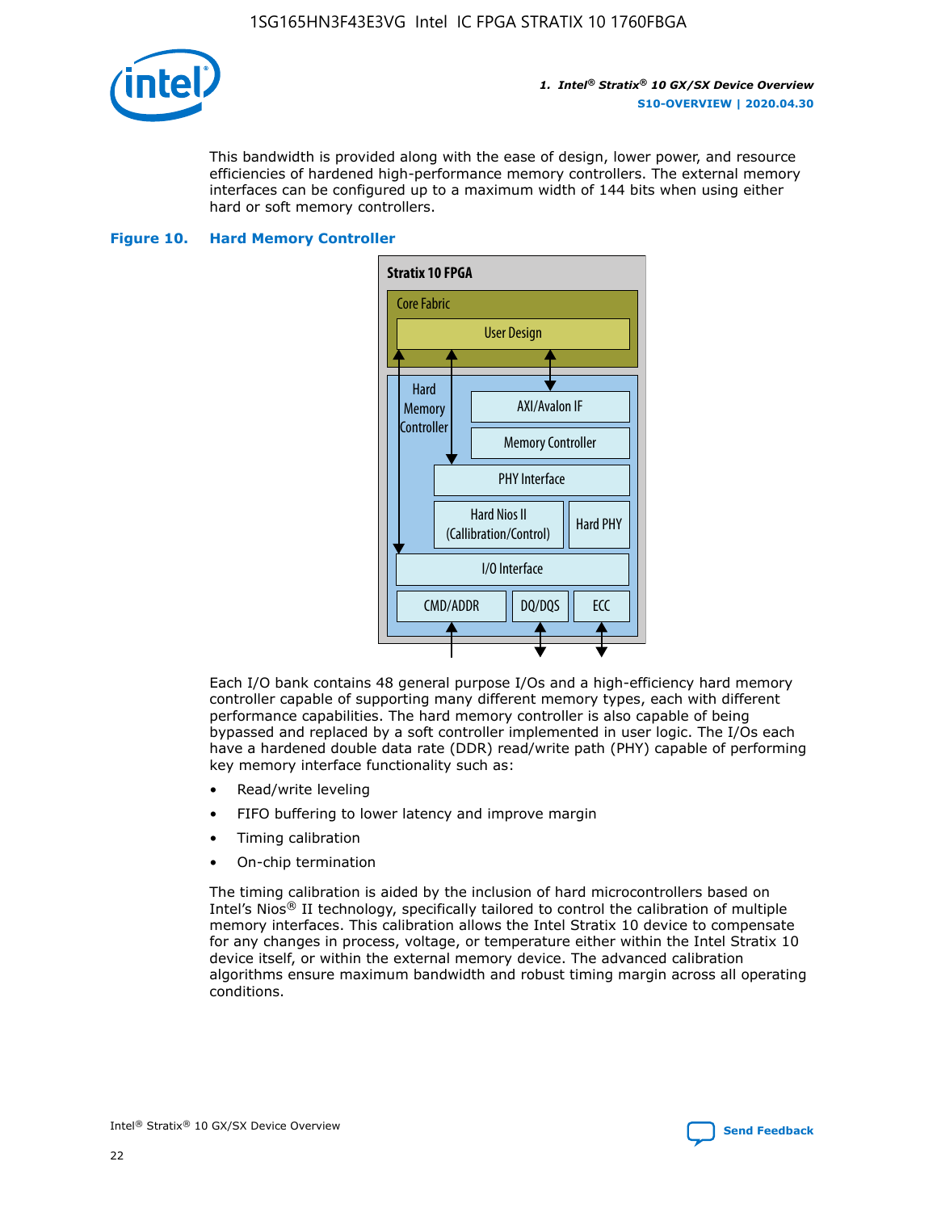This bandwidth is provided along with the ease of design, lower power, and resource efficiencies of hardened high-performance memory controllers. The external memory interfaces can be configured up to a maximum width of 144 bits when using either hard or soft memory controllers.

**Figure 10. Hard Memory Controller**

Each I/O bank contains 48 general purpose I/Os and a high-efficiency hard memory controller capable of supporting many different memory types, each with different performance capabilities. The hard memory controller is also capable of being bypassed and replaced by a soft controller implemented in user logic. The I/Os each have a hardened double data rate (DDR) read/write path (PHY) capable of performing key memory interface functionality such as:

- Read/write leveling
- FIFO buffering to lower latency and improve margin
- Timing calibration
- On-chip termination

The timing calibration is aided by the inclusion of hard microcontrollers based on Intel's Nios® II technology, specifically tailored to control the calibration of multiple memory interfaces. This calibration allows the Intel Stratix 10 device to compensate for any changes in process, voltage, or temperature either within the Intel Stratix 10 device itself, or within the external memory device. The advanced calibration algorithms ensure maximum bandwidth and robust timing margin across all operating conditions.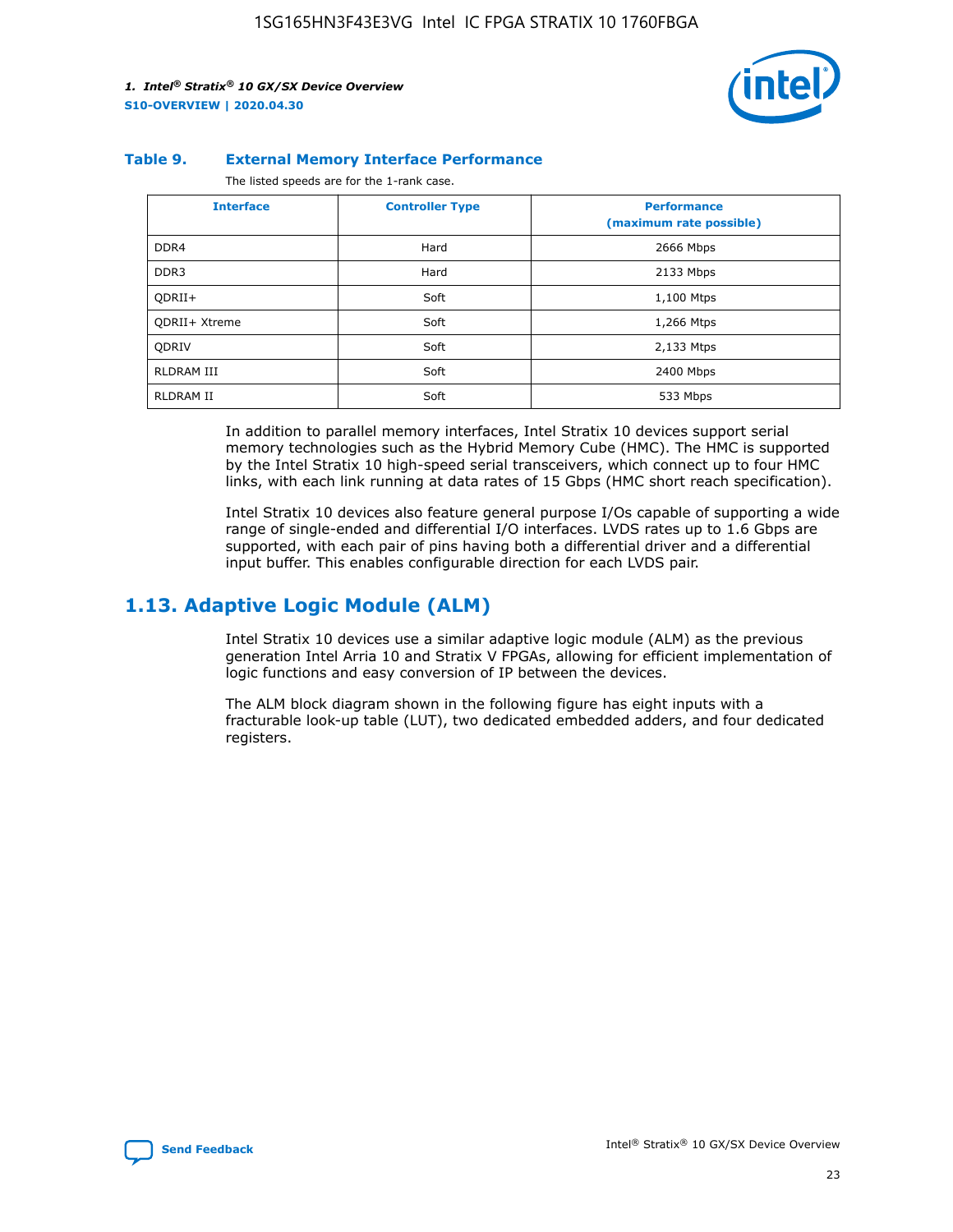**Table 9. External Memory Interface Performance**

The listed speeds are for the 1-rank case.

| Interface | Controller Type | Performance (maximum rate possible) |
|---|---|---|
| DDR4 | Hard | 2666 Mbps |
| DDR3 | Hard | 2133 Mbps |
| QDRII+ | Soft | 1,100 Mtps |
| QDRII+ Xtreme | Soft | 1,266 Mtps |
| QDRIV | Soft | 2,133 Mtps |
| RLDRAM III | Soft | 2400 Mbps |
| RLDRAM II | Soft | 533 Mbps |

In addition to parallel memory interfaces, Intel Stratix 10 devices support serial memory technologies such as the Hybrid Memory Cube (HMC). The HMC is supported by the Intel Stratix 10 high-speed serial transceivers, which connect up to four HMC links, with each link running at data rates of 15 Gbps (HMC short reach specification).

Intel Stratix 10 devices also feature general purpose I/Os capable of supporting a wide range of single-ended and differential I/O interfaces. LVDS rates up to 1.6 Gbps are supported, with each pair of pins having both a differential driver and a differential input buffer. This enables configurable direction for each LVDS pair.

## 1.13. Adaptive Logic Module (ALM)

Intel Stratix 10 devices use a similar adaptive logic module (ALM) as the previous generation Intel Arria 10 and Stratix V FPGAs, allowing for efficient implementation of logic functions and easy conversion of IP between the devices.

The ALM block diagram shown in the following figure has eight inputs with a fracturable look-up table (LUT), two dedicated embedded adders, and four dedicated registers.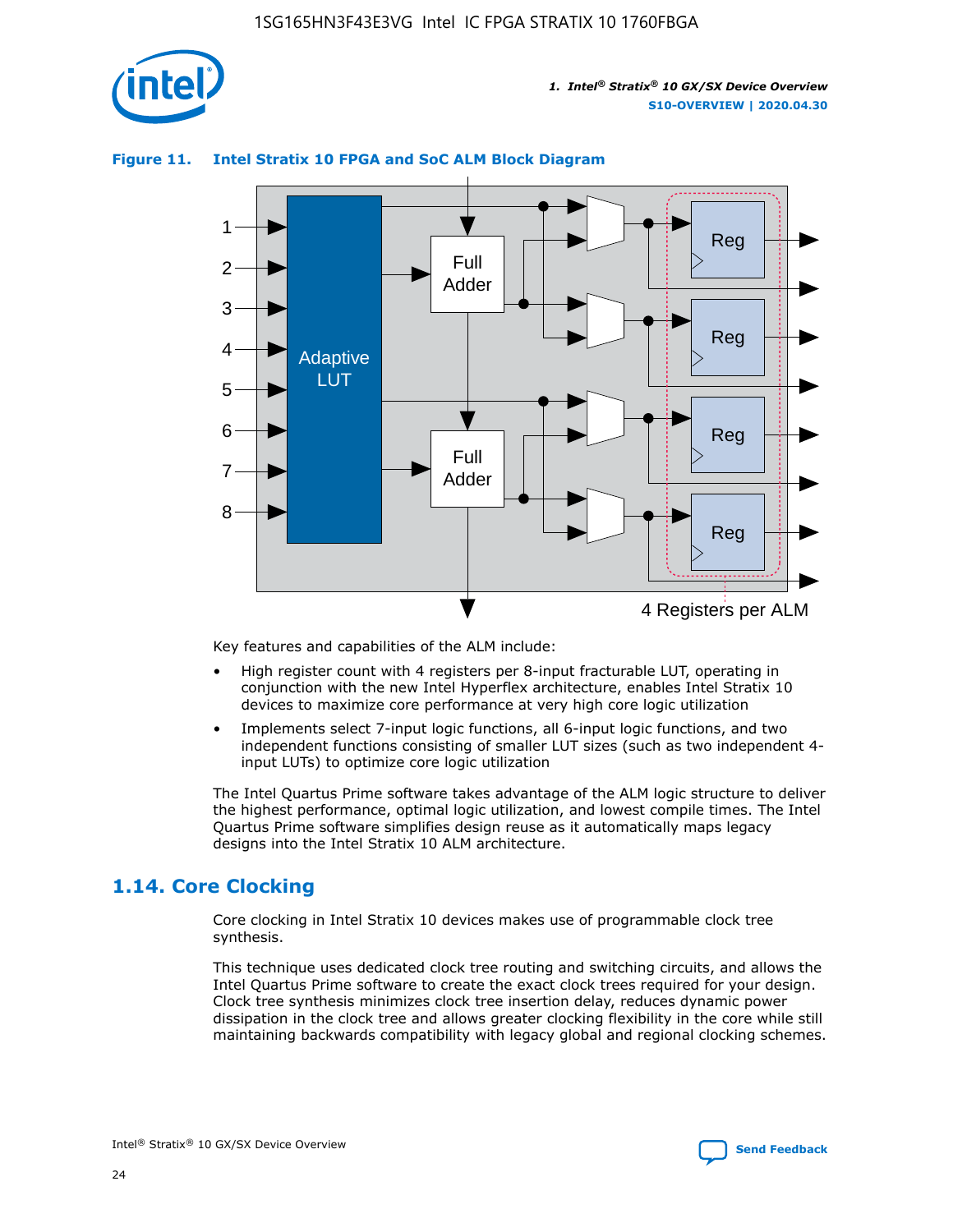**Figure 11. Intel Stratix 10 FPGA and SoC ALM Block Diagram**

Key features and capabilities of the ALM include:

- High register count with 4 registers per 8-input fracturable LUT, operating in conjunction with the new Intel Hyperflex architecture, enables Intel Stratix 10 devices to maximize core performance at very high core logic utilization
- Implements select 7-input logic functions, all 6-input logic functions, and two independent functions consisting of smaller LUT sizes (such as two independent 4-input LUTs) to optimize core logic utilization

The Intel Quartus Prime software takes advantage of the ALM logic structure to deliver the highest performance, optimal logic utilization, and lowest compile times. The Intel Quartus Prime software simplifies design reuse as it automatically maps legacy designs into the Intel Stratix 10 ALM architecture.

## 1.14. Core Clocking

Core clocking in Intel Stratix 10 devices makes use of programmable clock tree synthesis.

This technique uses dedicated clock tree routing and switching circuits, and allows the Intel Quartus Prime software to create the exact clock trees required for your design. Clock tree synthesis minimizes clock tree insertion delay, reduces dynamic power dissipation in the clock tree and allows greater clocking flexibility in the core while still maintaining backwards compatibility with legacy global and regional clocking schemes.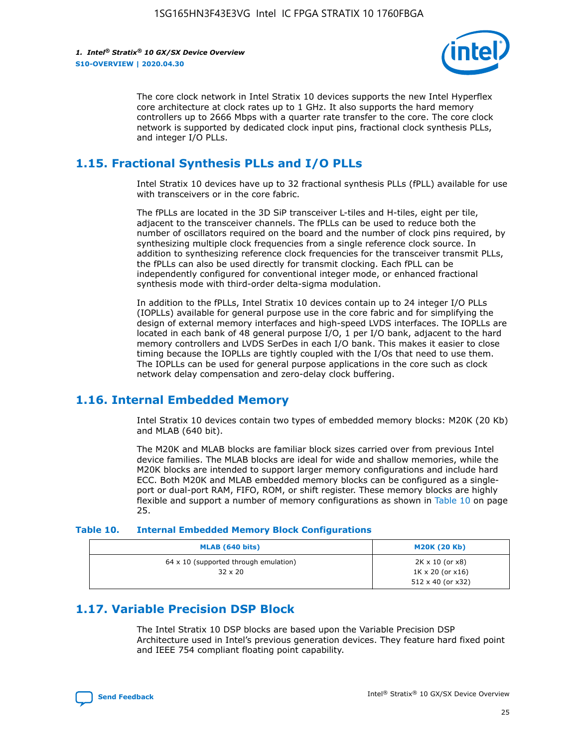The core clock network in Intel Stratix 10 devices supports the new Intel Hyperflex core architecture at clock rates up to 1 GHz. It also supports the hard memory controllers up to 2666 Mbps with a quarter rate transfer to the core. The core clock network is supported by dedicated clock input pins, fractional clock synthesis PLLs, and integer I/O PLLs.

## 1.15. Fractional Synthesis PLLs and I/O PLLs

Intel Stratix 10 devices have up to 32 fractional synthesis PLLs (fPLL) available for use with transceivers or in the core fabric.

The fPLLs are located in the 3D SiP transceiver L-tiles and H-tiles, eight per tile, adjacent to the transceiver channels. The fPLLs can be used to reduce both the number of oscillators required on the board and the number of clock pins required, by synthesizing multiple clock frequencies from a single reference clock source. In addition to synthesizing reference clock frequencies for the transceiver transmit PLLs, the fPLLs can also be used directly for transmit clocking. Each fPLL can be independently configured for conventional integer mode, or enhanced fractional synthesis mode with third-order delta-sigma modulation.

In addition to the fPLLs, Intel Stratix 10 devices contain up to 24 integer I/O PLLs (IOPLLs) available for general purpose use in the core fabric and for simplifying the design of external memory interfaces and high-speed LVDS interfaces. The IOPLLs are located in each bank of 48 general purpose I/O, 1 per I/O bank, adjacent to the hard memory controllers and LVDS SerDes in each I/O bank. This makes it easier to close timing because the IOPLLs are tightly coupled with the I/Os that need to use them. The IOPLLs can be used for general purpose applications in the core such as clock network delay compensation and zero-delay clock buffering.

## 1.16. Internal Embedded Memory

Intel Stratix 10 devices contain two types of embedded memory blocks: M20K (20 Kb) and MLAB (640 bit).

The M20K and MLAB blocks are familiar block sizes carried over from previous Intel device families. The MLAB blocks are ideal for wide and shallow memories, while the M20K blocks are intended to support larger memory configurations and include hard ECC. Both M20K and MLAB embedded memory blocks can be configured as a single-port or dual-port RAM, FIFO, ROM, or shift register. These memory blocks are highly flexible and support a number of memory configurations as shown in Table 10 on page 25.

**Table 10. Internal Embedded Memory Block Configurations**

| MLAB (640 bits) | M20K (20 Kb) |
|---|---|
| 64 x 10 (supported through emulation)<br>32 x 20 | 2K x 10 (or x8)<br>1K x 20 (or x16)<br>512 x 40 (or x32) |

## 1.17. Variable Precision DSP Block

The Intel Stratix 10 DSP blocks are based upon the Variable Precision DSP Architecture used in Intel's previous generation devices. They feature hard fixed point and IEEE 754 compliant floating point capability.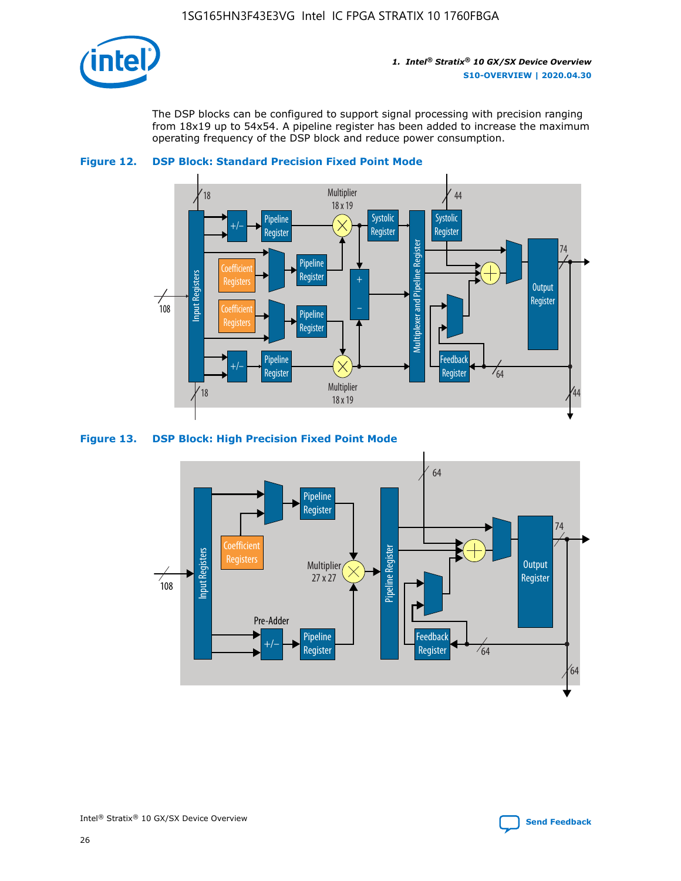The DSP blocks can be configured to support signal processing with precision ranging from 18x19 up to 54x54. A pipeline register has been added to increase the maximum operating frequency of the DSP block and reduce power consumption.

**Figure 12. DSP Block: Standard Precision Fixed Point Mode**

**Figure 13. DSP Block: High Precision Fixed Point Mode**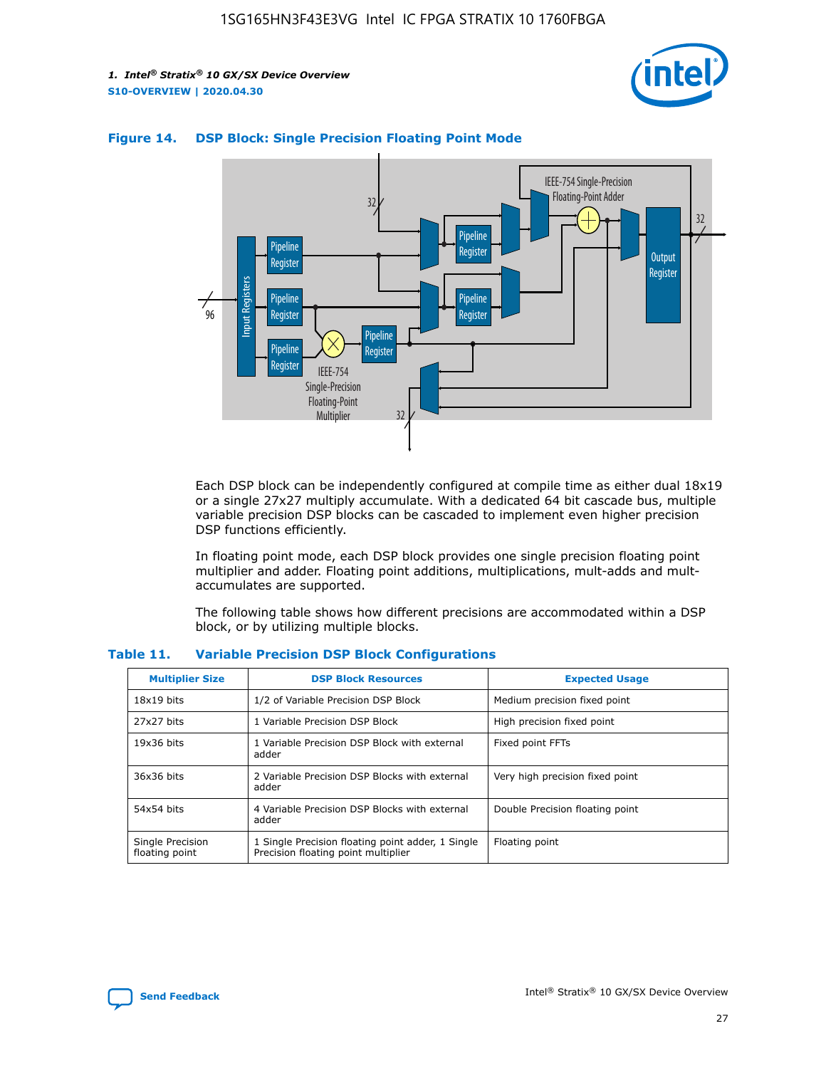**Figure 14. DSP Block: Single Precision Floating Point Mode**

Each DSP block can be independently configured at compile time as either dual 18x19 or a single 27x27 multiply accumulate. With a dedicated 64 bit cascade bus, multiple variable precision DSP blocks can be cascaded to implement even higher precision DSP functions efficiently.

In floating point mode, each DSP block provides one single precision floating point multiplier and adder. Floating point additions, multiplications, mult-adds and mult-accumulates are supported.

The following table shows how different precisions are accommodated within a DSP block, or by utilizing multiple blocks.

**Table 11. Variable Precision DSP Block Configurations**

| Multiplier Size | DSP Block Resources | Expected Usage |
|---|---|---|
| 18x19 bits | 1/2 of Variable Precision DSP Block | Medium precision fixed point |
| 27x27 bits | 1 Variable Precision DSP Block | High precision fixed point |
| 19x36 bits | 1 Variable Precision DSP Block with external adder | Fixed point FFTs |
| 36x36 bits | 2 Variable Precision DSP Blocks with external adder | Very high precision fixed point |
| 54x54 bits | 4 Variable Precision DSP Blocks with external adder | Double Precision floating point |
| Single Precision floating point | 1 Single Precision floating point adder, 1 Single Precision floating point multiplier | Floating point |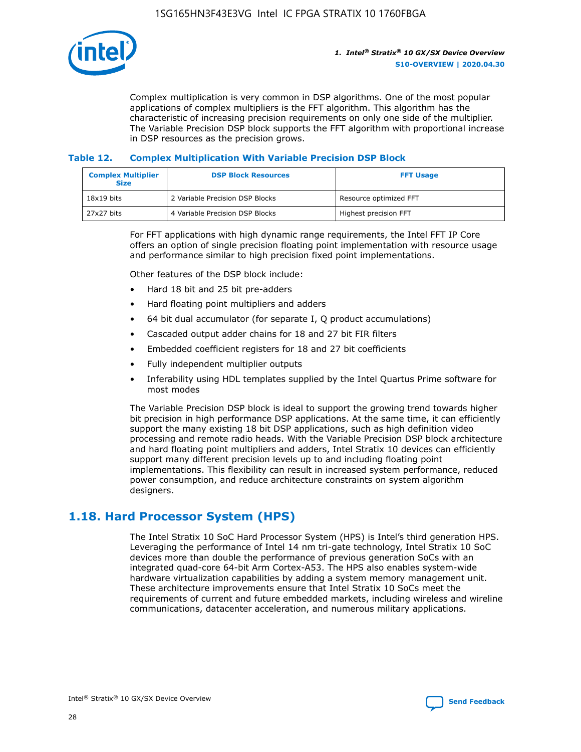Complex multiplication is very common in DSP algorithms. One of the most popular applications of complex multipliers is the FFT algorithm. This algorithm has the characteristic of increasing precision requirements on only one side of the multiplier. The Variable Precision DSP block supports the FFT algorithm with proportional increase in DSP resources as the precision grows.

**Table 12. Complex Multiplication With Variable Precision DSP Block**

| Complex Multiplier Size | DSP Block Resources | FFT Usage |
|---|---|---|
| 18x19 bits | 2 Variable Precision DSP Blocks | Resource optimized FFT |
| 27x27 bits | 4 Variable Precision DSP Blocks | Highest precision FFT |

For FFT applications with high dynamic range requirements, the Intel FFT IP Core offers an option of single precision floating point implementation with resource usage and performance similar to high precision fixed point implementations.

Other features of the DSP block include:

- Hard 18 bit and 25 bit pre-adders
- Hard floating point multipliers and adders
- 64 bit dual accumulator (for separate I, Q product accumulations)
- Cascaded output adder chains for 18 and 27 bit FIR filters
- Embedded coefficient registers for 18 and 27 bit coefficients
- Fully independent multiplier outputs
- Inferability using HDL templates supplied by the Intel Quartus Prime software for most modes

The Variable Precision DSP block is ideal to support the growing trend towards higher bit precision in high performance DSP applications. At the same time, it can efficiently support the many existing 18 bit DSP applications, such as high definition video processing and remote radio heads. With the Variable Precision DSP block architecture and hard floating point multipliers and adders, Intel Stratix 10 devices can efficiently support many different precision levels up to and including floating point implementations. This flexibility can result in increased system performance, reduced power consumption, and reduce architecture constraints on system algorithm designers.

## 1.18. Hard Processor System (HPS)

The Intel Stratix 10 SoC Hard Processor System (HPS) is Intel's third generation HPS. Leveraging the performance of Intel 14 nm tri-gate technology, Intel Stratix 10 SoC devices more than double the performance of previous generation SoCs with an integrated quad-core 64-bit Arm Cortex-A53. The HPS also enables system-wide hardware virtualization capabilities by adding a system memory management unit. These architecture improvements ensure that Intel Stratix 10 SoCs meet the requirements of current and future embedded markets, including wireless and wireline communications, datacenter acceleration, and numerous military applications.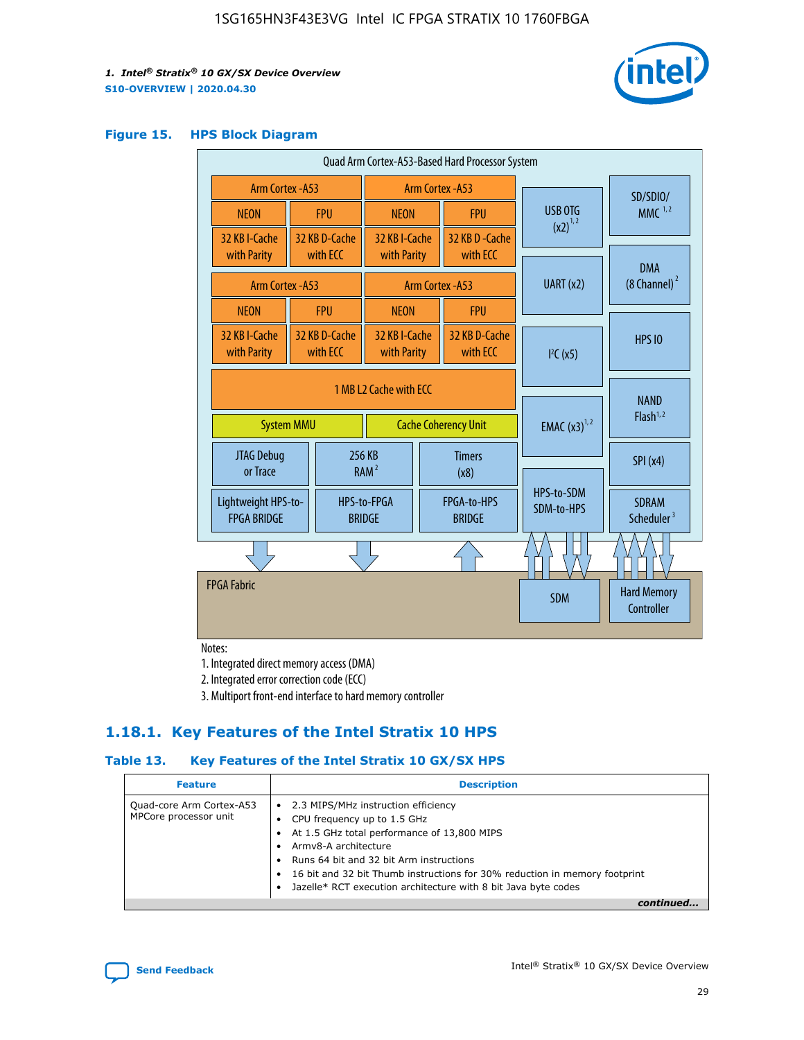### Figure 15. HPS Block Diagram

Quad Arm Cortex-A53-Based Hard Processor System

| Arm Cortex -A53 | | Arm Cortex -A53 | |
|---|---|---|---|
| NEON | FPU | NEON | FPU |
| 32 KB I-Cache with Parity | 32 KB D-Cache with ECC | 32 KB I-Cache with Parity | 32 KB D -Cache with ECC |

| Arm Cortex -A53 | | Arm Cortex -A53 | |
|---|---|---|---|
| NEON | FPU | NEON | FPU |
| 32 KB I-Cache with Parity | 32 KB D-Cache with ECC | 32 KB I-Cache with Parity | 32 KB D-Cache with ECC |

1 MB L2 Cache with ECC

System MMU | Cache Coherency Unit

JTAG Debug or Trace | 256 KB RAM [2] | Timers (x8)

Lightweight HPS-to-FPGA BRIDGE | HPS-to-FPGA BRIDGE | FPGA-to-HPS BRIDGE

USB OTG (x2) [1,2] | UART (x2) | I²C (x5) | EMAC (x3) [1,2] | HPS-to-SDM SDM-to-HPS

SD/SDIO/ MMC [1,2] | DMA (8 Channel) [2] | HPS IO | NAND Flash [1,2] | SPI (x4) | SDRAM Scheduler [3]

FPGA Fabric | SDM | Hard Memory Controller

Notes:

1. Integrated direct memory access (DMA)
2. Integrated error correction code (ECC)
3. Multiport front-end interface to hard memory controller

## 1.18.1. Key Features of the Intel Stratix 10 HPS

### Table 13. Key Features of the Intel Stratix 10 GX/SX HPS

| Feature | Description |
|---|---|
| Quad-core Arm Cortex-A53 MPCore processor unit | • 2.3 MIPS/MHz instruction efficiency<br>• CPU frequency up to 1.5 GHz<br>• At 1.5 GHz total performance of 13,800 MIPS<br>• Armv8-A architecture<br>• Runs 64 bit and 32 bit Arm instructions<br>• 16 bit and 32 bit Thumb instructions for 30% reduction in memory footprint<br>• Jazelle* RCT execution architecture with 8 bit Java byte codes |

*continued...*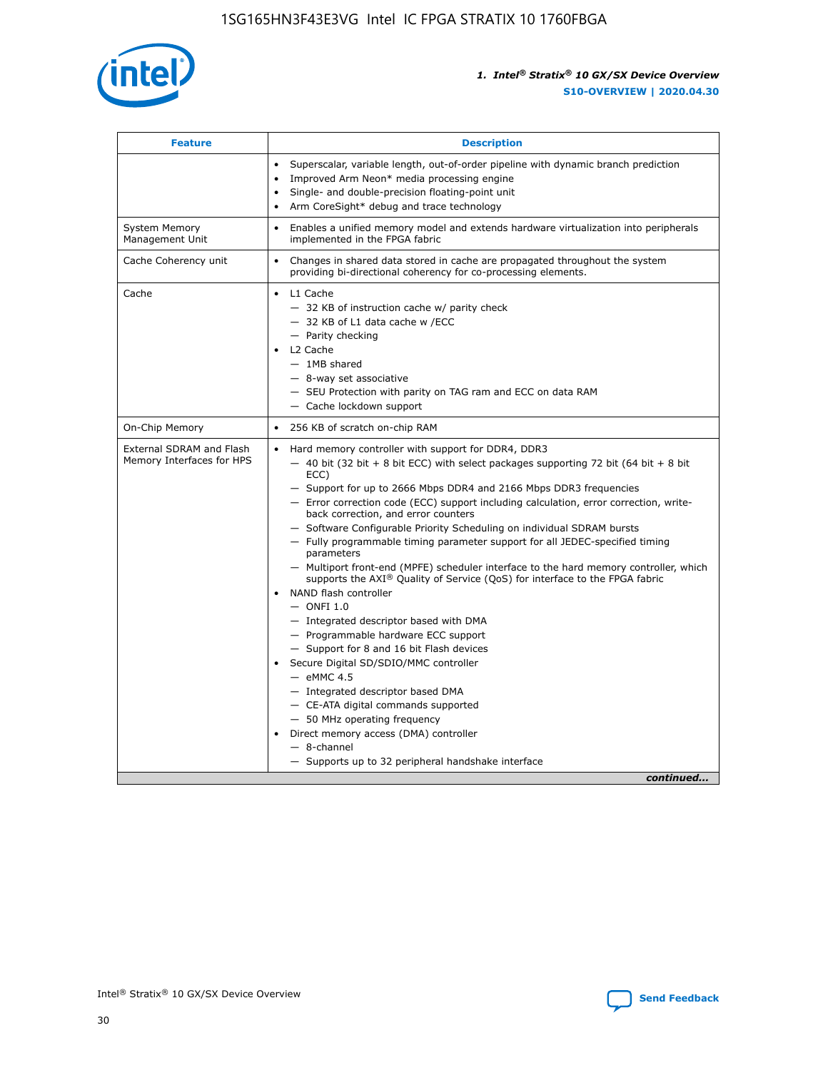| Feature | Description |
| --- | --- |
| | • Superscalar, variable length, out-of-order pipeline with dynamic branch prediction<br>• Improved Arm Neon* media processing engine<br>• Single- and double-precision floating-point unit<br>• Arm CoreSight* debug and trace technology |
| System Memory Management Unit | • Enables a unified memory model and extends hardware virtualization into peripherals implemented in the FPGA fabric |
| Cache Coherency unit | • Changes in shared data stored in cache are propagated throughout the system providing bi-directional coherency for co-processing elements. |
| Cache | • L1 Cache<br>— 32 KB of instruction cache w/ parity check<br>— 32 KB of L1 data cache w /ECC<br>— Parity checking<br>• L2 Cache<br>— 1MB shared<br>— 8-way set associative<br>— SEU Protection with parity on TAG ram and ECC on data RAM<br>— Cache lockdown support |
| On-Chip Memory | • 256 KB of scratch on-chip RAM |
| External SDRAM and Flash Memory Interfaces for HPS | • Hard memory controller with support for DDR4, DDR3<br>— 40 bit (32 bit + 8 bit ECC) with select packages supporting 72 bit (64 bit + 8 bit ECC)<br>— Support for up to 2666 Mbps DDR4 and 2166 Mbps DDR3 frequencies<br>— Error correction code (ECC) support including calculation, error correction, write-back correction, and error counters<br>— Software Configurable Priority Scheduling on individual SDRAM bursts<br>— Fully programmable timing parameter support for all JEDEC-specified timing parameters<br>— Multiport front-end (MPFE) scheduler interface to the hard memory controller, which supports the AXI® Quality of Service (QoS) for interface to the FPGA fabric<br>• NAND flash controller<br>— ONFI 1.0<br>— Integrated descriptor based with DMA<br>— Programmable hardware ECC support<br>— Support for 8 and 16 bit Flash devices<br>• Secure Digital SD/SDIO/MMC controller<br>— eMMC 4.5<br>— Integrated descriptor based DMA<br>— CE-ATA digital commands supported<br>— 50 MHz operating frequency<br>• Direct memory access (DMA) controller<br>— 8-channel<br>— Supports up to 32 peripheral handshake interface |

*continued...*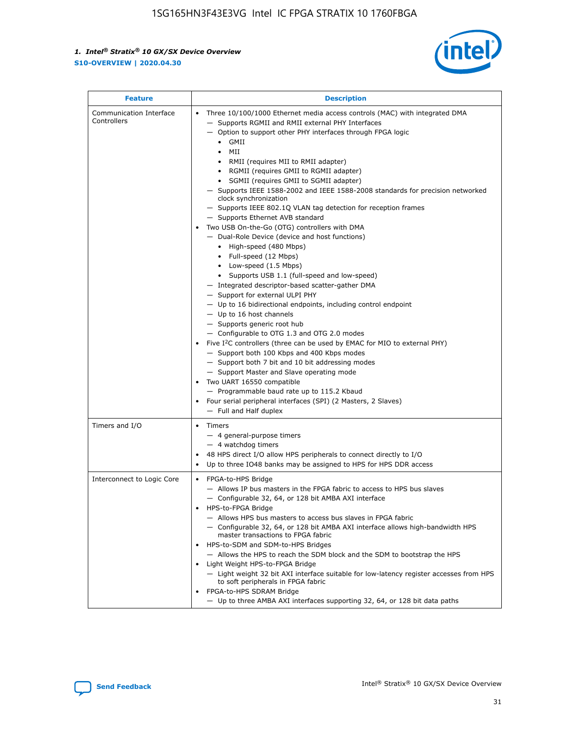| Feature | Description |
| --- | --- |
| Communication Interface Controllers | • Three 10/100/1000 Ethernet media access controls (MAC) with integrated DMA<br>— Supports RGMII and RMII external PHY Interfaces<br>— Option to support other PHY interfaces through FPGA logic<br>• GMII<br>• MII<br>• RMII (requires MII to RMII adapter)<br>• RGMII (requires GMII to RGMII adapter)<br>• SGMII (requires GMII to SGMII adapter)<br>— Supports IEEE 1588-2002 and IEEE 1588-2008 standards for precision networked clock synchronization<br>— Supports IEEE 802.1Q VLAN tag detection for reception frames<br>— Supports Ethernet AVB standard<br>• Two USB On-the-Go (OTG) controllers with DMA<br>— Dual-Role Device (device and host functions)<br>• High-speed (480 Mbps)<br>• Full-speed (12 Mbps)<br>• Low-speed (1.5 Mbps)<br>• Supports USB 1.1 (full-speed and low-speed)<br>— Integrated descriptor-based scatter-gather DMA<br>— Support for external ULPI PHY<br>— Up to 16 bidirectional endpoints, including control endpoint<br>— Up to 16 host channels<br>— Supports generic root hub<br>— Configurable to OTG 1.3 and OTG 2.0 modes<br>• Five I2C controllers (three can be used by EMAC for MIO to external PHY)<br>— Support both 100 Kbps and 400 Kbps modes<br>— Support both 7 bit and 10 bit addressing modes<br>— Support Master and Slave operating mode<br>• Two UART 16550 compatible<br>— Programmable baud rate up to 115.2 Kbaud<br>• Four serial peripheral interfaces (SPI) (2 Masters, 2 Slaves)<br>— Full and Half duplex |
| Timers and I/O | • Timers<br>— 4 general-purpose timers<br>— 4 watchdog timers<br>• 48 HPS direct I/O allow HPS peripherals to connect directly to I/O<br>• Up to three IO48 banks may be assigned to HPS for HPS DDR access |
| Interconnect to Logic Core | • FPGA-to-HPS Bridge<br>— Allows IP bus masters in the FPGA fabric to access to HPS bus slaves<br>— Configurable 32, 64, or 128 bit AMBA AXI interface<br>• HPS-to-FPGA Bridge<br>— Allows HPS bus masters to access bus slaves in FPGA fabric<br>— Configurable 32, 64, or 128 bit AMBA AXI interface allows high-bandwidth HPS master transactions to FPGA fabric<br>• HPS-to-SDM and SDM-to-HPS Bridges<br>— Allows the HPS to reach the SDM block and the SDM to bootstrap the HPS<br>• Light Weight HPS-to-FPGA Bridge<br>— Light weight 32 bit AXI interface suitable for low-latency register accesses from HPS to soft peripherals in FPGA fabric<br>• FPGA-to-HPS SDRAM Bridge<br>— Up to three AMBA AXI interfaces supporting 32, 64, or 128 bit data paths |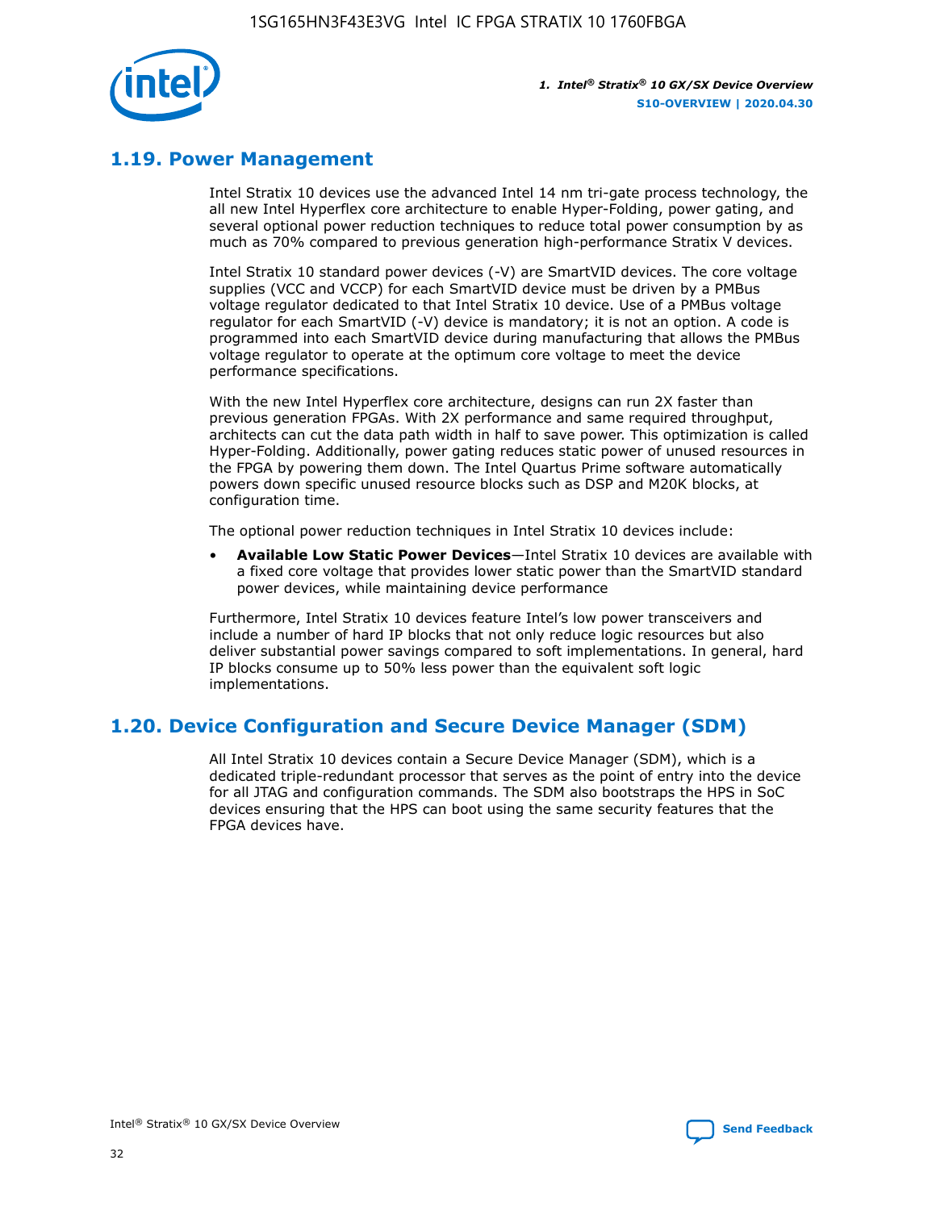## 1.19. Power Management

Intel Stratix 10 devices use the advanced Intel 14 nm tri-gate process technology, the all new Intel Hyperflex core architecture to enable Hyper-Folding, power gating, and several optional power reduction techniques to reduce total power consumption by as much as 70% compared to previous generation high-performance Stratix V devices.

Intel Stratix 10 standard power devices (-V) are SmartVID devices. The core voltage supplies (VCC and VCCP) for each SmartVID device must be driven by a PMBus voltage regulator dedicated to that Intel Stratix 10 device. Use of a PMBus voltage regulator for each SmartVID (-V) device is mandatory; it is not an option. A code is programmed into each SmartVID device during manufacturing that allows the PMBus voltage regulator to operate at the optimum core voltage to meet the device performance specifications.

With the new Intel Hyperflex core architecture, designs can run 2X faster than previous generation FPGAs. With 2X performance and same required throughput, architects can cut the data path width in half to save power. This optimization is called Hyper-Folding. Additionally, power gating reduces static power of unused resources in the FPGA by powering them down. The Intel Quartus Prime software automatically powers down specific unused resource blocks such as DSP and M20K blocks, at configuration time.

The optional power reduction techniques in Intel Stratix 10 devices include:

- **Available Low Static Power Devices**—Intel Stratix 10 devices are available with a fixed core voltage that provides lower static power than the SmartVID standard power devices, while maintaining device performance

Furthermore, Intel Stratix 10 devices feature Intel's low power transceivers and include a number of hard IP blocks that not only reduce logic resources but also deliver substantial power savings compared to soft implementations. In general, hard IP blocks consume up to 50% less power than the equivalent soft logic implementations.

## 1.20. Device Configuration and Secure Device Manager (SDM)

All Intel Stratix 10 devices contain a Secure Device Manager (SDM), which is a dedicated triple-redundant processor that serves as the point of entry into the device for all JTAG and configuration commands. The SDM also bootstraps the HPS in SoC devices ensuring that the HPS can boot using the same security features that the FPGA devices have.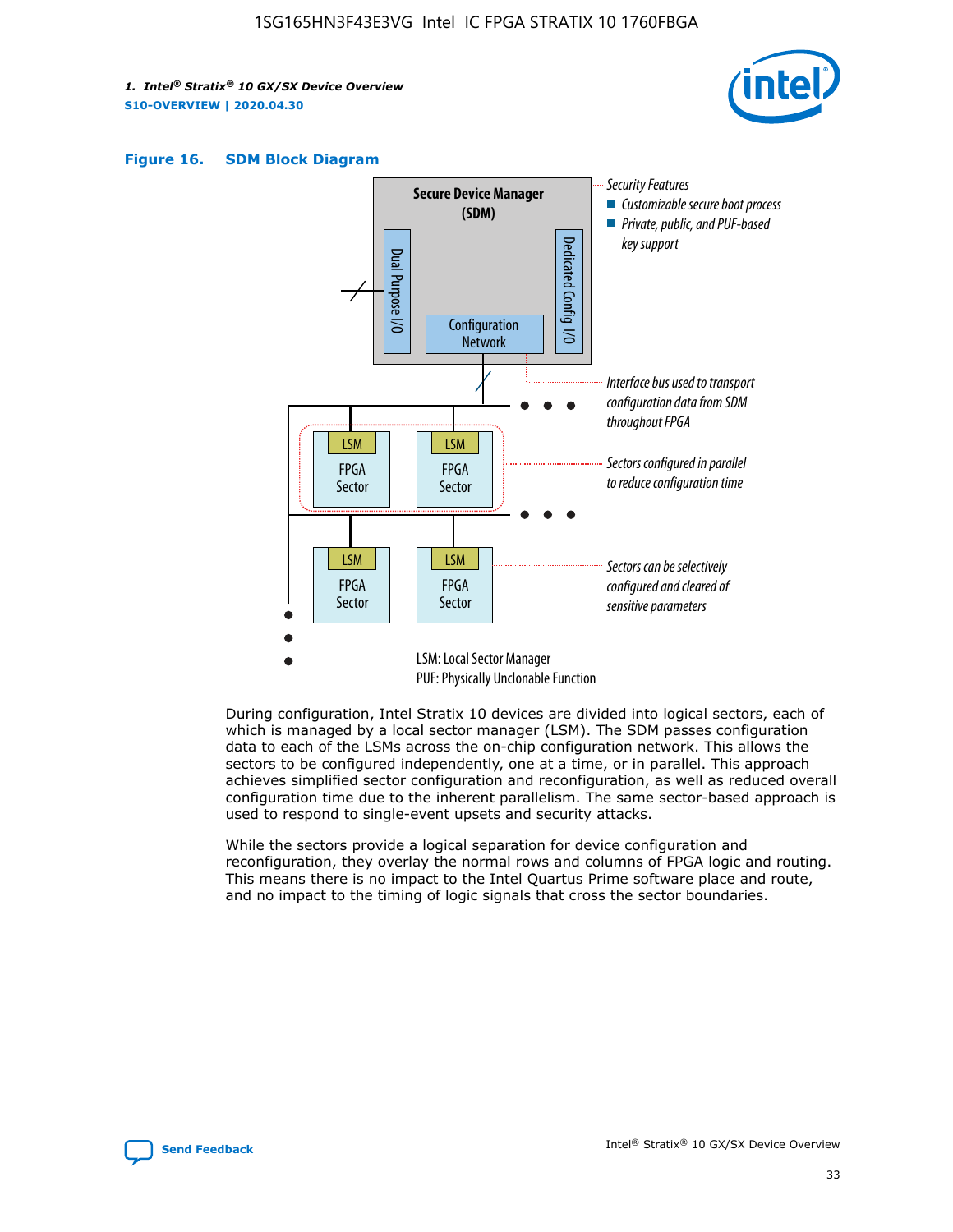Figure 16. SDM Block Diagram

Secure Device Manager (SDM)

Dual Purpose I/O

Dedicated Config I/O

Configuration Network

Security Features
- Customizable secure boot process
- Private, public, and PUF-based key support

Interface bus used to transport configuration data from SDM throughout FPGA

Sectors configured in parallel to reduce configuration time

Sectors can be selectively configured and cleared of sensitive parameters

LSM: Local Sector Manager
PUF: Physically Unclonable Function

During configuration, Intel Stratix 10 devices are divided into logical sectors, each of which is managed by a local sector manager (LSM). The SDM passes configuration data to each of the LSMs across the on-chip configuration network. This allows the sectors to be configured independently, one at a time, or in parallel. This approach achieves simplified sector configuration and reconfiguration, as well as reduced overall configuration time due to the inherent parallelism. The same sector-based approach is used to respond to single-event upsets and security attacks.

While the sectors provide a logical separation for device configuration and reconfiguration, they overlay the normal rows and columns of FPGA logic and routing. This means there is no impact to the Intel Quartus Prime software place and route, and no impact to the timing of logic signals that cross the sector boundaries.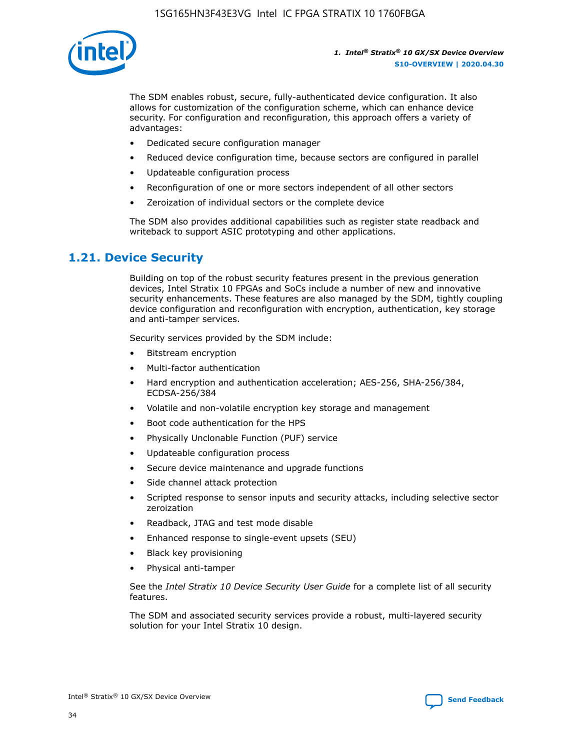The SDM enables robust, secure, fully-authenticated device configuration. It also allows for customization of the configuration scheme, which can enhance device security. For configuration and reconfiguration, this approach offers a variety of advantages:

- Dedicated secure configuration manager
- Reduced device configuration time, because sectors are configured in parallel
- Updateable configuration process
- Reconfiguration of one or more sectors independent of all other sectors
- Zeroization of individual sectors or the complete device

The SDM also provides additional capabilities such as register state readback and writeback to support ASIC prototyping and other applications.

## 1.21. Device Security

Building on top of the robust security features present in the previous generation devices, Intel Stratix 10 FPGAs and SoCs include a number of new and innovative security enhancements. These features are also managed by the SDM, tightly coupling device configuration and reconfiguration with encryption, authentication, key storage and anti-tamper services.

Security services provided by the SDM include:

- Bitstream encryption
- Multi-factor authentication
- Hard encryption and authentication acceleration; AES-256, SHA-256/384, ECDSA-256/384
- Volatile and non-volatile encryption key storage and management
- Boot code authentication for the HPS
- Physically Unclonable Function (PUF) service
- Updateable configuration process
- Secure device maintenance and upgrade functions
- Side channel attack protection
- Scripted response to sensor inputs and security attacks, including selective sector zeroization
- Readback, JTAG and test mode disable
- Enhanced response to single-event upsets (SEU)
- Black key provisioning
- Physical anti-tamper

See the *Intel Stratix 10 Device Security User Guide* for a complete list of all security features.

The SDM and associated security services provide a robust, multi-layered security solution for your Intel Stratix 10 design.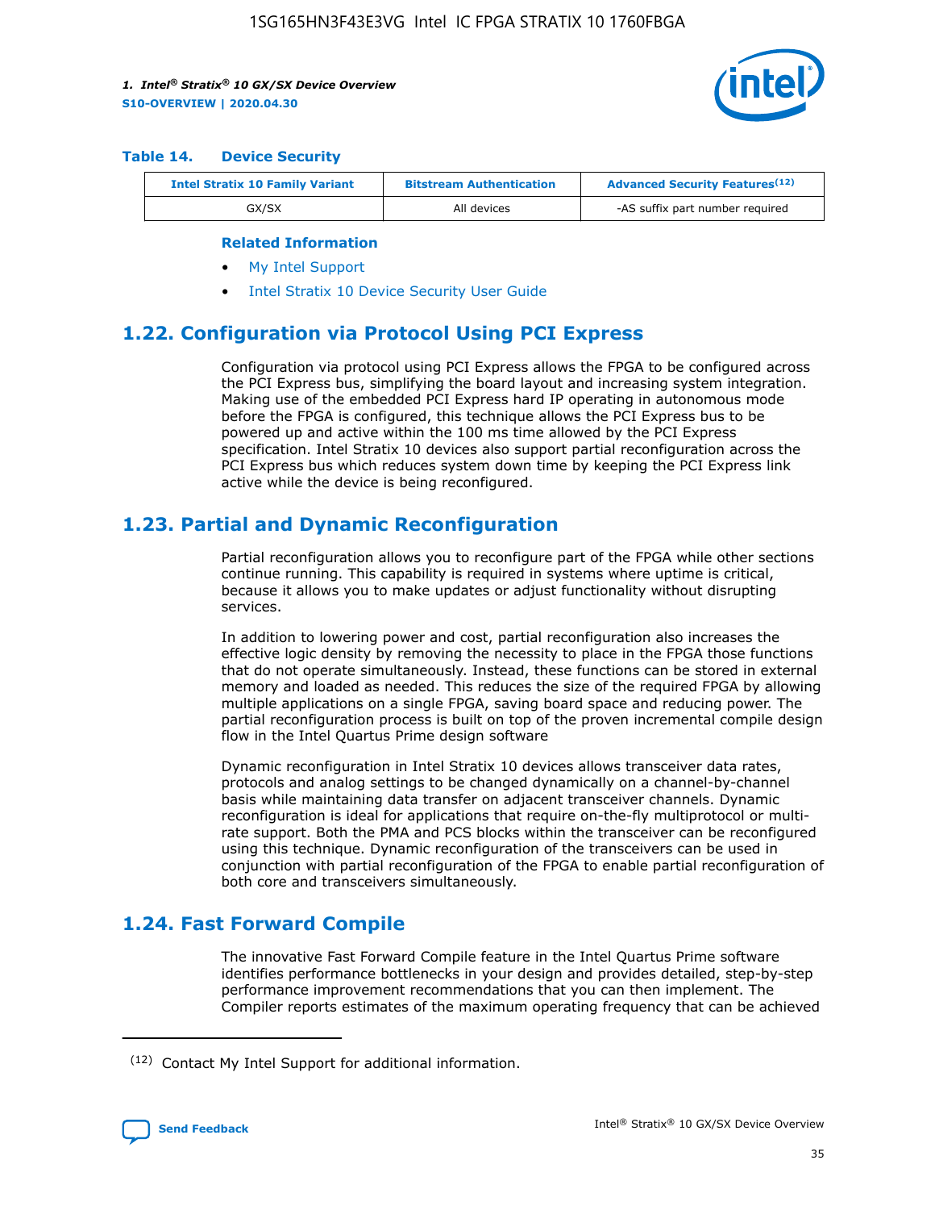#### Table 14. Device Security

| Intel Stratix 10 Family Variant | Bitstream Authentication | Advanced Security Features[12] |
| --- | --- | --- |
| GX/SX | All devices | -AS suffix part number required |

**Related Information**

- My Intel Support
- Intel Stratix 10 Device Security User Guide

## 1.22. Configuration via Protocol Using PCI Express

Configuration via protocol using PCI Express allows the FPGA to be configured across the PCI Express bus, simplifying the board layout and increasing system integration. Making use of the embedded PCI Express hard IP operating in autonomous mode before the FPGA is configured, this technique allows the PCI Express bus to be powered up and active within the 100 ms time allowed by the PCI Express specification. Intel Stratix 10 devices also support partial reconfiguration across the PCI Express bus which reduces system down time by keeping the PCI Express link active while the device is being reconfigured.

## 1.23. Partial and Dynamic Reconfiguration

Partial reconfiguration allows you to reconfigure part of the FPGA while other sections continue running. This capability is required in systems where uptime is critical, because it allows you to make updates or adjust functionality without disrupting services.

In addition to lowering power and cost, partial reconfiguration also increases the effective logic density by removing the necessity to place in the FPGA those functions that do not operate simultaneously. Instead, these functions can be stored in external memory and loaded as needed. This reduces the size of the required FPGA by allowing multiple applications on a single FPGA, saving board space and reducing power. The partial reconfiguration process is built on top of the proven incremental compile design flow in the Intel Quartus Prime design software

Dynamic reconfiguration in Intel Stratix 10 devices allows transceiver data rates, protocols and analog settings to be changed dynamically on a channel-by-channel basis while maintaining data transfer on adjacent transceiver channels. Dynamic reconfiguration is ideal for applications that require on-the-fly multiprotocol or multi-rate support. Both the PMA and PCS blocks within the transceiver can be reconfigured using this technique. Dynamic reconfiguration of the transceivers can be used in conjunction with partial reconfiguration of the FPGA to enable partial reconfiguration of both core and transceivers simultaneously.

## 1.24. Fast Forward Compile

The innovative Fast Forward Compile feature in the Intel Quartus Prime software identifies performance bottlenecks in your design and provides detailed, step-by-step performance improvement recommendations that you can then implement. The Compiler reports estimates of the maximum operating frequency that can be achieved

[12] Contact My Intel Support for additional information.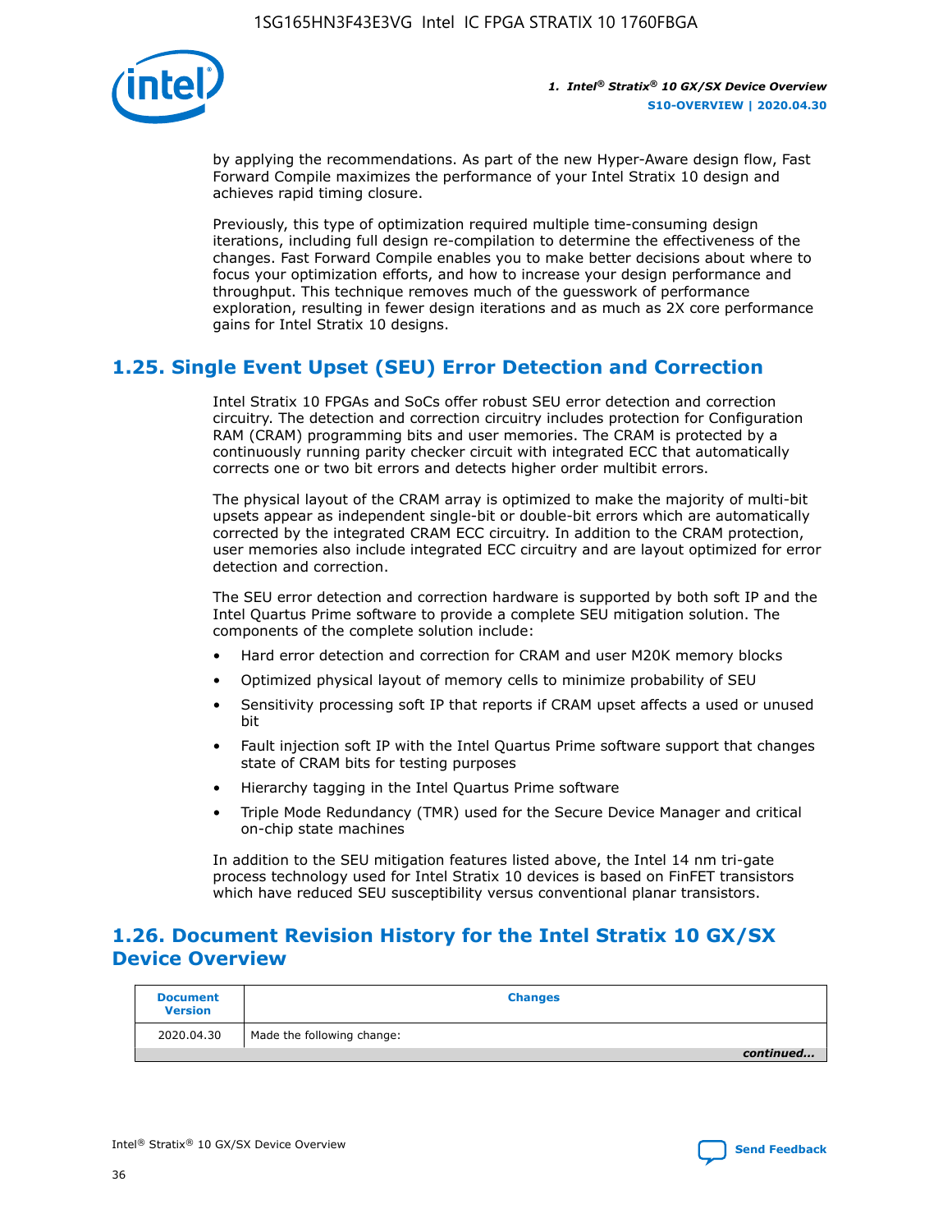by applying the recommendations. As part of the new Hyper-Aware design flow, Fast Forward Compile maximizes the performance of your Intel Stratix 10 design and achieves rapid timing closure.

Previously, this type of optimization required multiple time-consuming design iterations, including full design re-compilation to determine the effectiveness of the changes. Fast Forward Compile enables you to make better decisions about where to focus your optimization efforts, and how to increase your design performance and throughput. This technique removes much of the guesswork of performance exploration, resulting in fewer design iterations and as much as 2X core performance gains for Intel Stratix 10 designs.

## 1.25. Single Event Upset (SEU) Error Detection and Correction

Intel Stratix 10 FPGAs and SoCs offer robust SEU error detection and correction circuitry. The detection and correction circuitry includes protection for Configuration RAM (CRAM) programming bits and user memories. The CRAM is protected by a continuously running parity checker circuit with integrated ECC that automatically corrects one or two bit errors and detects higher order multibit errors.

The physical layout of the CRAM array is optimized to make the majority of multi-bit upsets appear as independent single-bit or double-bit errors which are automatically corrected by the integrated CRAM ECC circuitry. In addition to the CRAM protection, user memories also include integrated ECC circuitry and are layout optimized for error detection and correction.

The SEU error detection and correction hardware is supported by both soft IP and the Intel Quartus Prime software to provide a complete SEU mitigation solution. The components of the complete solution include:

- Hard error detection and correction for CRAM and user M20K memory blocks
- Optimized physical layout of memory cells to minimize probability of SEU
- Sensitivity processing soft IP that reports if CRAM upset affects a used or unused bit
- Fault injection soft IP with the Intel Quartus Prime software support that changes state of CRAM bits for testing purposes
- Hierarchy tagging in the Intel Quartus Prime software
- Triple Mode Redundancy (TMR) used for the Secure Device Manager and critical on-chip state machines

In addition to the SEU mitigation features listed above, the Intel 14 nm tri-gate process technology used for Intel Stratix 10 devices is based on FinFET transistors which have reduced SEU susceptibility versus conventional planar transistors.

## 1.26. Document Revision History for the Intel Stratix 10 GX/SX Device Overview

| Document Version | Changes |
|---|---|
| 2020.04.30 | Made the following change: |

*continued...*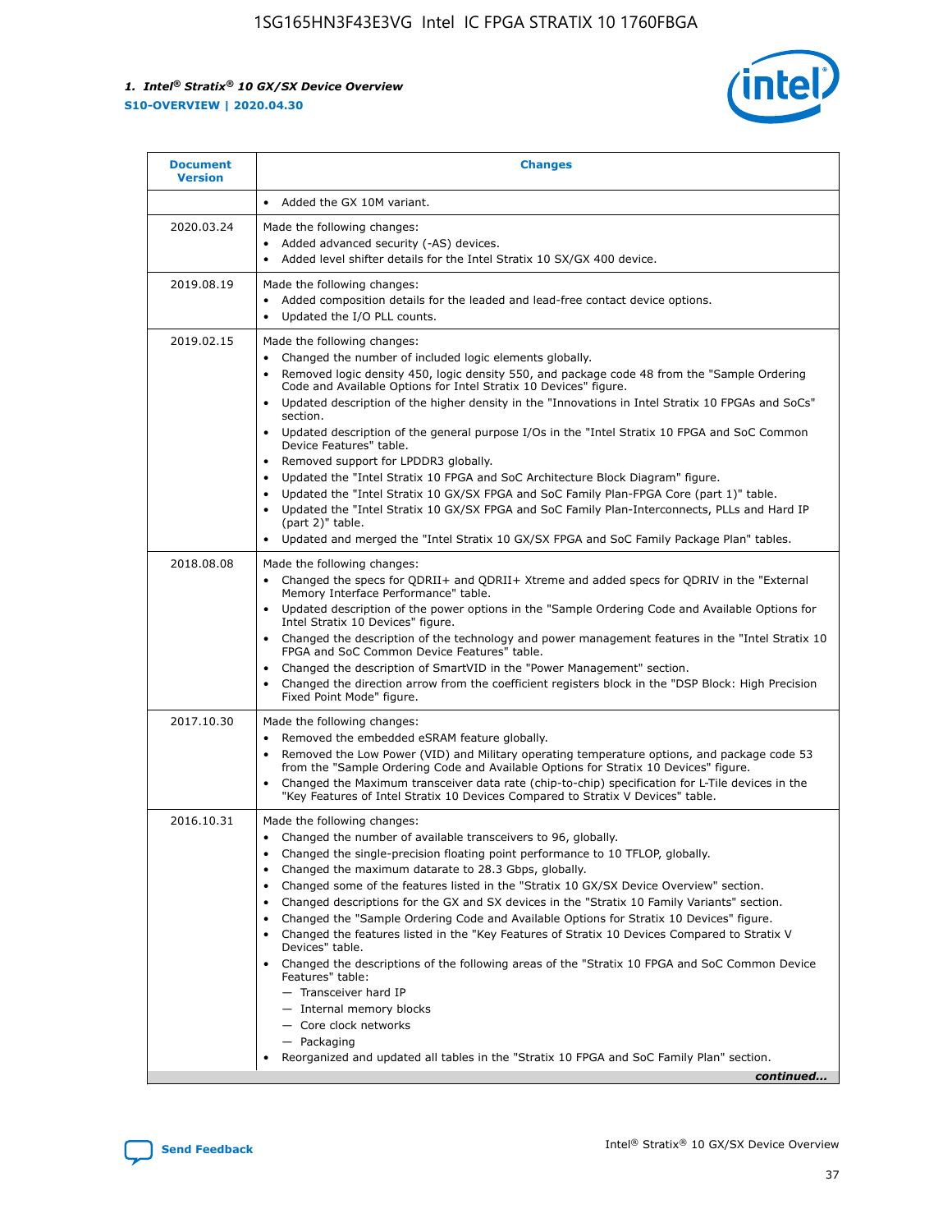| Document Version | Changes |
| --- | --- |
| | • Added the GX 10M variant. |
| 2020.03.24 | Made the following changes:<br>• Added advanced security (-AS) devices.<br>• Added level shifter details for the Intel Stratix 10 SX/GX 400 device. |
| 2019.08.19 | Made the following changes:<br>• Added composition details for the leaded and lead-free contact device options.<br>• Updated the I/O PLL counts. |
| 2019.02.15 | Made the following changes:<br>• Changed the number of included logic elements globally.<br>• Removed logic density 450, logic density 550, and package code 48 from the "Sample Ordering Code and Available Options for Intel Stratix 10 Devices" figure.<br>• Updated description of the higher density in the "Innovations in Intel Stratix 10 FPGAs and SoCs" section.<br>• Updated description of the general purpose I/Os in the "Intel Stratix 10 FPGA and SoC Common Device Features" table.<br>• Removed support for LPDDR3 globally.<br>• Updated the "Intel Stratix 10 FPGA and SoC Architecture Block Diagram" figure.<br>• Updated the "Intel Stratix 10 GX/SX FPGA and SoC Family Plan-FPGA Core (part 1)" table.<br>• Updated the "Intel Stratix 10 GX/SX FPGA and SoC Family Plan-Interconnects, PLLs and Hard IP (part 2)" table.<br>• Updated and merged the "Intel Stratix 10 GX/SX FPGA and SoC Family Package Plan" tables. |
| 2018.08.08 | Made the following changes:<br>• Changed the specs for QDRII+ and QDRII+ Xtreme and added specs for QDRIV in the "External Memory Interface Performance" table.<br>• Updated description of the power options in the "Sample Ordering Code and Available Options for Intel Stratix 10 Devices" figure.<br>• Changed the description of the technology and power management features in the "Intel Stratix 10 FPGA and SoC Common Device Features" table.<br>• Changed the description of SmartVID in the "Power Management" section.<br>• Changed the direction arrow from the coefficient registers block in the "DSP Block: High Precision Fixed Point Mode" figure. |
| 2017.10.30 | Made the following changes:<br>• Removed the embedded eSRAM feature globally.<br>• Removed the Low Power (VID) and Military operating temperature options, and package code 53 from the "Sample Ordering Code and Available Options for Stratix 10 Devices" figure.<br>• Changed the Maximum transceiver data rate (chip-to-chip) specification for L-Tile devices in the "Key Features of Intel Stratix 10 Devices Compared to Stratix V Devices" table. |
| 2016.10.31 | Made the following changes:<br>• Changed the number of available transceivers to 96, globally.<br>• Changed the single-precision floating point performance to 10 TFLOP, globally.<br>• Changed the maximum datarate to 28.3 Gbps, globally.<br>• Changed some of the features listed in the "Stratix 10 GX/SX Device Overview" section.<br>• Changed descriptions for the GX and SX devices in the "Stratix 10 Family Variants" section.<br>• Changed the "Sample Ordering Code and Available Options for Stratix 10 Devices" figure.<br>• Changed the features listed in the "Key Features of Stratix 10 Devices Compared to Stratix V Devices" table.<br>• Changed the descriptions of the following areas of the "Stratix 10 FPGA and SoC Common Device Features" table:<br>— Transceiver hard IP<br>— Internal memory blocks<br>— Core clock networks<br>— Packaging<br>• Reorganized and updated all tables in the "Stratix 10 FPGA and SoC Family Plan" section. |

*continued...*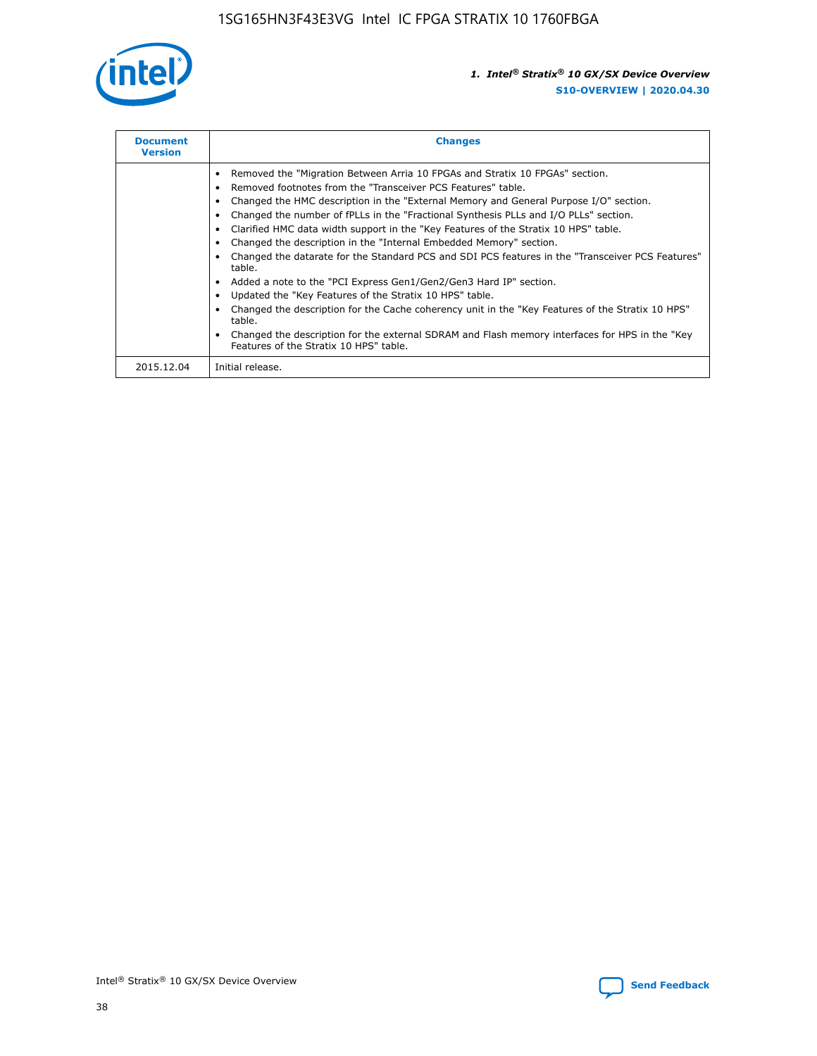| Document Version | Changes |
| --- | --- |
| | • Removed the "Migration Between Arria 10 FPGAs and Stratix 10 FPGAs" section.<br>• Removed footnotes from the "Transceiver PCS Features" table.<br>• Changed the HMC description in the "External Memory and General Purpose I/O" section.<br>• Changed the number of fPLLs in the "Fractional Synthesis PLLs and I/O PLLs" section.<br>• Clarified HMC data width support in the "Key Features of the Stratix 10 HPS" table.<br>• Changed the description in the "Internal Embedded Memory" section.<br>• Changed the datarate for the Standard PCS and SDI PCS features in the "Transceiver PCS Features" table.<br>• Added a note to the "PCI Express Gen1/Gen2/Gen3 Hard IP" section.<br>• Updated the "Key Features of the Stratix 10 HPS" table.<br>• Changed the description for the Cache coherency unit in the "Key Features of the Stratix 10 HPS" table.<br>• Changed the description for the external SDRAM and Flash memory interfaces for HPS in the "Key Features of the Stratix 10 HPS" table. |
| 2015.12.04 | Initial release. |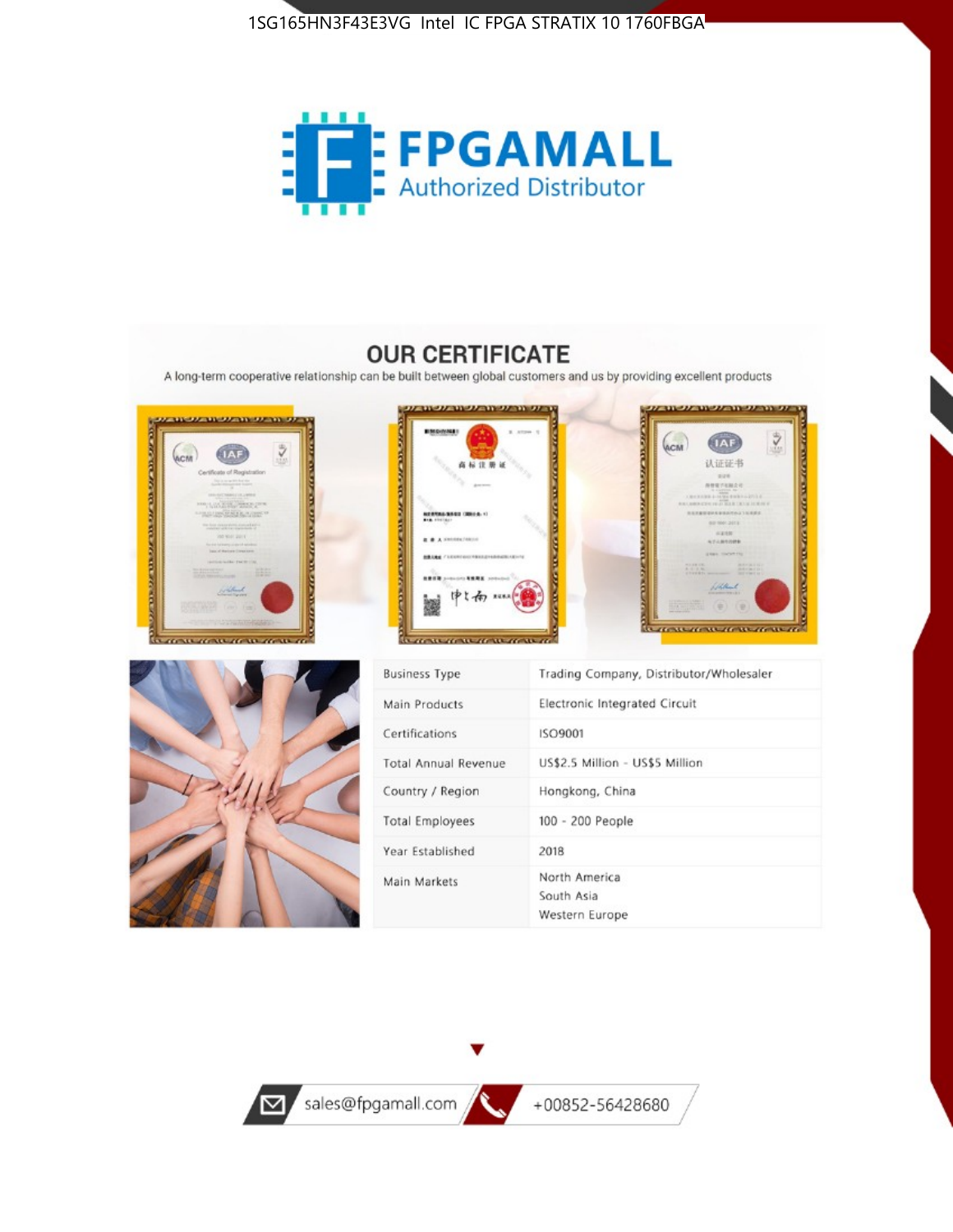FPGAMALL
Authorized Distributor

## OUR CERTIFICATE

A long-term cooperative relationship can be built between global customers and us by providing excellent products

| | |
|---|---|
| Business Type | Trading Company, Distributor/Wholesaler |
| Main Products | Electronic Integrated Circuit |
| Certifications | ISO9001 |
| Total Annual Revenue | US$2.5 Million - US$5 Million |
| Country / Region | Hongkong, China |
| Total Employees | 100 - 200 People |
| Year Established | 2018 |
| Main Markets | North America<br>South Asia<br>Western Europe |

sales@fpgamall.com +00852-56428680